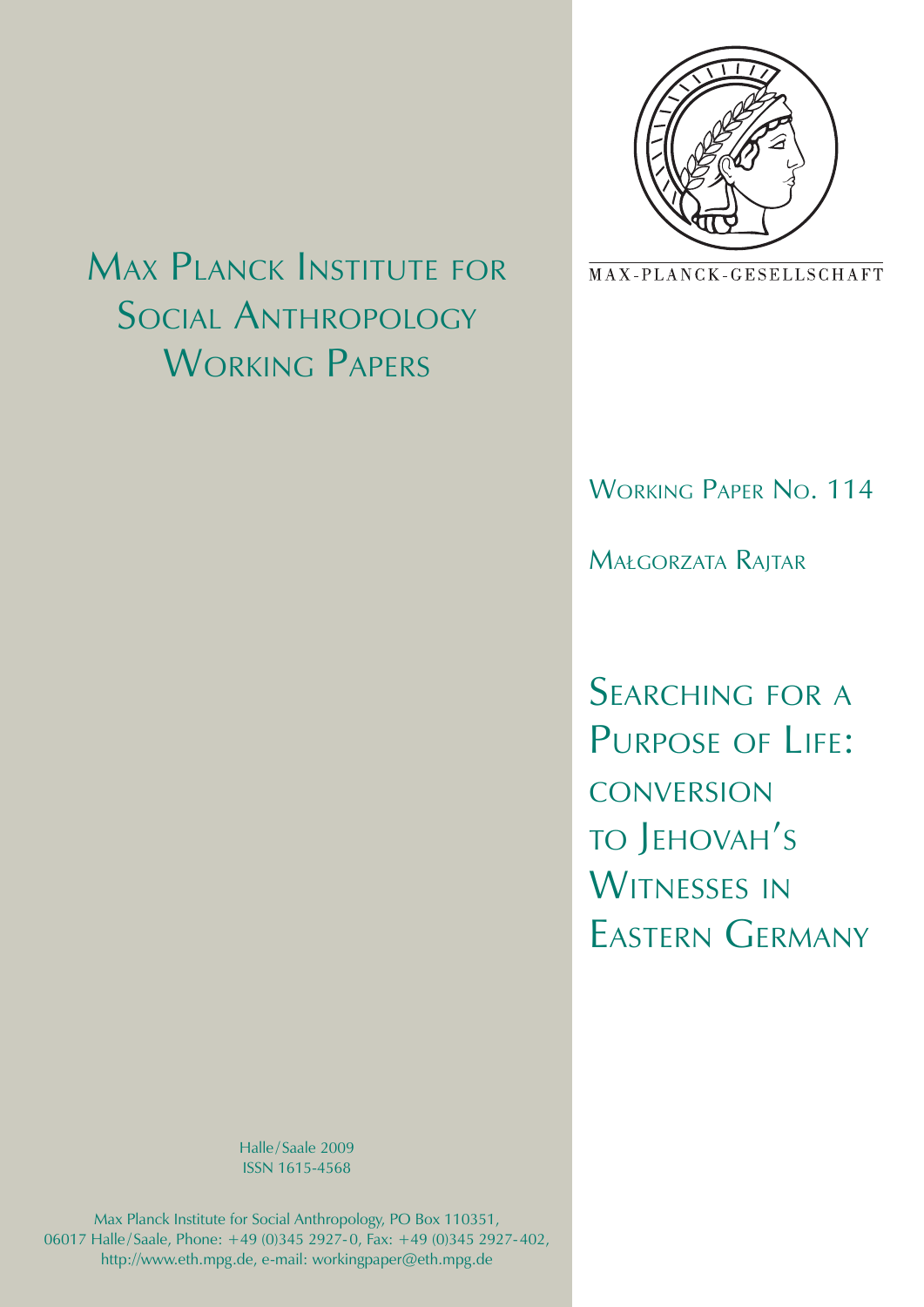# Max Planck Institute for Social Anthropology Working Papers

MAX-PLANCK-GESELLSCHAFT

Working Paper No. 114

Małgorzata Rajtar

# Searching for a Purpose of Life: conversion to Jehovah's Witnesses in Eastern Germany

Halle/Saale 2009
ISSN 1615-4568

Max Planck Institute for Social Anthropology, PO Box 110351,
06017 Halle/Saale, Phone: +49 (0)345 2927-0, Fax: +49 (0)345 2927-402,
http://www.eth.mpg.de, e-mail: workingpaper@eth.mpg.de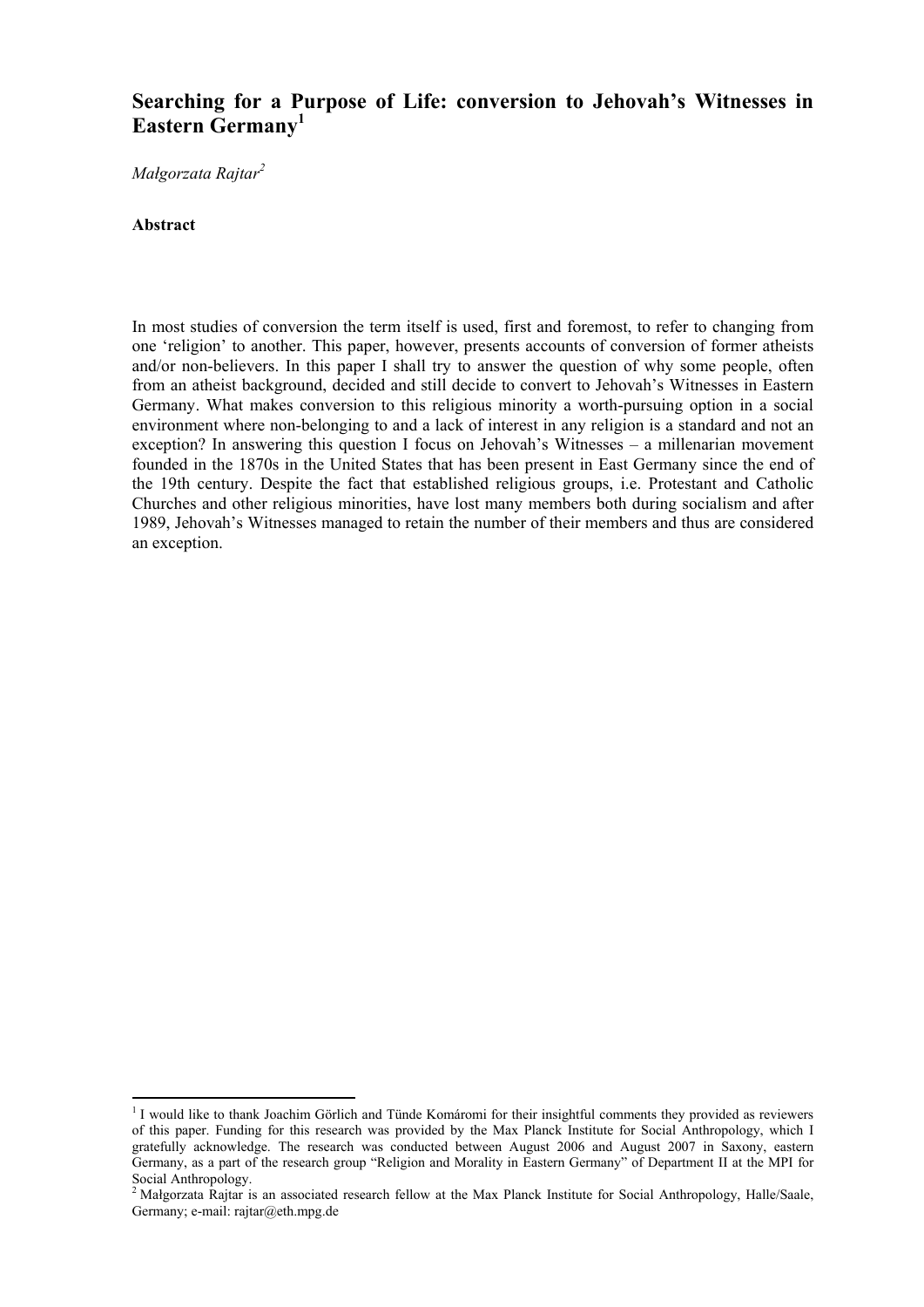# Searching for a Purpose of Life: conversion to Jehovah's Witnesses in Eastern Germany[1]

*Małgorzata Rajtar*[2]

**Abstract**

In most studies of conversion the term itself is used, first and foremost, to refer to changing from one 'religion' to another. This paper, however, presents accounts of conversion of former atheists and/or non-believers. In this paper I shall try to answer the question of why some people, often from an atheist background, decided and still decide to convert to Jehovah's Witnesses in Eastern Germany. What makes conversion to this religious minority a worth-pursuing option in a social environment where non-belonging to and a lack of interest in any religion is a standard and not an exception? In answering this question I focus on Jehovah's Witnesses – a millenarian movement founded in the 1870s in the United States that has been present in East Germany since the end of the 19th century. Despite the fact that established religious groups, i.e. Protestant and Catholic Churches and other religious minorities, have lost many members both during socialism and after 1989, Jehovah's Witnesses managed to retain the number of their members and thus are considered an exception.

---

[1] I would like to thank Joachim Görlich and Tünde Komáromi for their insightful comments they provided as reviewers of this paper. Funding for this research was provided by the Max Planck Institute for Social Anthropology, which I gratefully acknowledge. The research was conducted between August 2006 and August 2007 in Saxony, eastern Germany, as a part of the research group "Religion and Morality in Eastern Germany" of Department II at the MPI for Social Anthropology.

[2] Małgorzata Rajtar is an associated research fellow at the Max Planck Institute for Social Anthropology, Halle/Saale, Germany; e-mail: rajtar@eth.mpg.de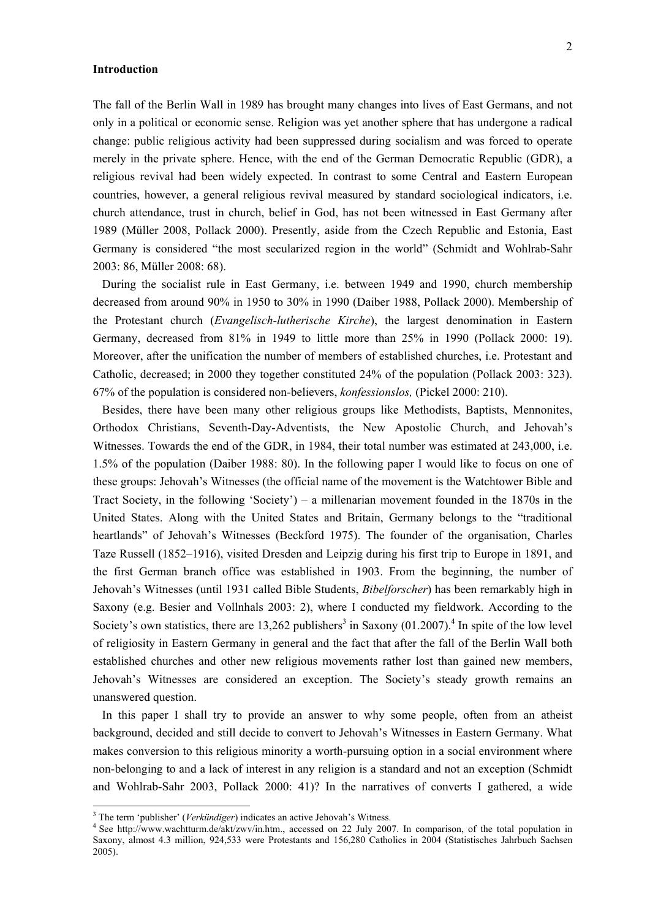## Introduction

The fall of the Berlin Wall in 1989 has brought many changes into lives of East Germans, and not only in a political or economic sense. Religion was yet another sphere that has undergone a radical change: public religious activity had been suppressed during socialism and was forced to operate merely in the private sphere. Hence, with the end of the German Democratic Republic (GDR), a religious revival had been widely expected. In contrast to some Central and Eastern European countries, however, a general religious revival measured by standard sociological indicators, i.e. church attendance, trust in church, belief in God, has not been witnessed in East Germany after 1989 (Müller 2008, Pollack 2000). Presently, aside from the Czech Republic and Estonia, East Germany is considered "the most secularized region in the world" (Schmidt and Wohlrab-Sahr 2003: 86, Müller 2008: 68).

During the socialist rule in East Germany, i.e. between 1949 and 1990, church membership decreased from around 90% in 1950 to 30% in 1990 (Daiber 1988, Pollack 2000). Membership of the Protestant church (*Evangelisch-lutherische Kirche*), the largest denomination in Eastern Germany, decreased from 81% in 1949 to little more than 25% in 1990 (Pollack 2000: 19). Moreover, after the unification the number of members of established churches, i.e. Protestant and Catholic, decreased; in 2000 they together constituted 24% of the population (Pollack 2003: 323). 67% of the population is considered non-believers, *konfessionslos,* (Pickel 2000: 210).

Besides, there have been many other religious groups like Methodists, Baptists, Mennonites, Orthodox Christians, Seventh-Day-Adventists, the New Apostolic Church, and Jehovah's Witnesses. Towards the end of the GDR, in 1984, their total number was estimated at 243,000, i.e. 1.5% of the population (Daiber 1988: 80). In the following paper I would like to focus on one of these groups: Jehovah's Witnesses (the official name of the movement is the Watchtower Bible and Tract Society, in the following 'Society') – a millenarian movement founded in the 1870s in the United States. Along with the United States and Britain, Germany belongs to the "traditional heartlands" of Jehovah's Witnesses (Beckford 1975). The founder of the organisation, Charles Taze Russell (1852–1916), visited Dresden and Leipzig during his first trip to Europe in 1891, and the first German branch office was established in 1903. From the beginning, the number of Jehovah's Witnesses (until 1931 called Bible Students, *Bibelforscher*) has been remarkably high in Saxony (e.g. Besier and Vollnhals 2003: 2), where I conducted my fieldwork. According to the Society's own statistics, there are 13,262 publishers[3] in Saxony (01.2007).[4] In spite of the low level of religiosity in Eastern Germany in general and the fact that after the fall of the Berlin Wall both established churches and other new religious movements rather lost than gained new members, Jehovah's Witnesses are considered an exception. The Society's steady growth remains an unanswered question.

In this paper I shall try to provide an answer to why some people, often from an atheist background, decided and still decide to convert to Jehovah's Witnesses in Eastern Germany. What makes conversion to this religious minority a worth-pursuing option in a social environment where non-belonging to and a lack of interest in any religion is a standard and not an exception (Schmidt and Wohlrab-Sahr 2003, Pollack 2000: 41)? In the narratives of converts I gathered, a wide

[3] The term 'publisher' (*Verkündiger*) indicates an active Jehovah's Witness.

[4] See http://www.wachtturm.de/akt/zwv/in.htm., accessed on 22 July 2007. In comparison, of the total population in Saxony, almost 4.3 million, 924,533 were Protestants and 156,280 Catholics in 2004 (Statistisches Jahrbuch Sachsen 2005).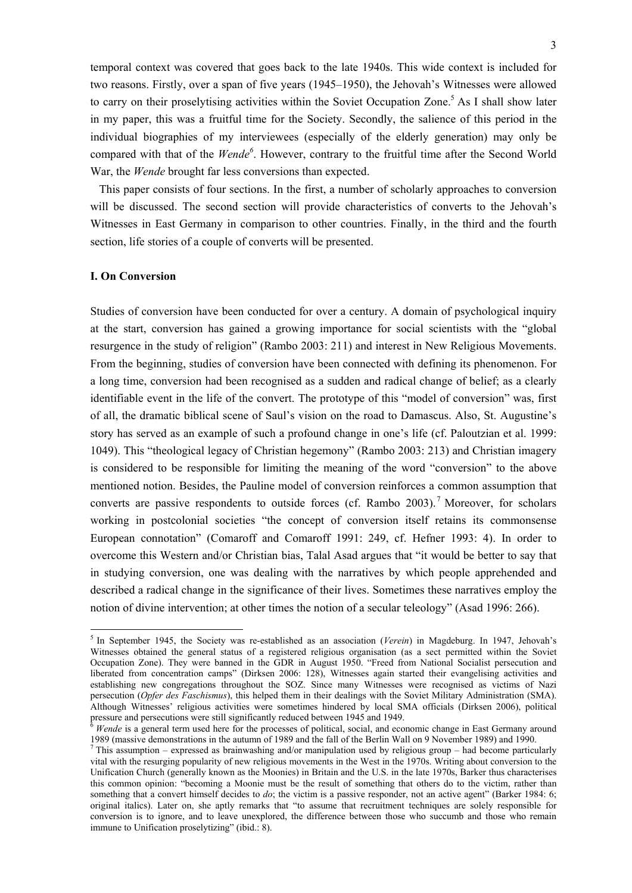temporal context was covered that goes back to the late 1940s. This wide context is included for two reasons. Firstly, over a span of five years (1945–1950), the Jehovah's Witnesses were allowed to carry on their proselytising activities within the Soviet Occupation Zone.[5] As I shall show later in my paper, this was a fruitful time for the Society. Secondly, the salience of this period in the individual biographies of my interviewees (especially of the elderly generation) may only be compared with that of the *Wende*[6]. However, contrary to the fruitful time after the Second World War, the *Wende* brought far less conversions than expected.

This paper consists of four sections. In the first, a number of scholarly approaches to conversion will be discussed. The second section will provide characteristics of converts to the Jehovah's Witnesses in East Germany in comparison to other countries. Finally, in the third and the fourth section, life stories of a couple of converts will be presented.

## I. On Conversion

Studies of conversion have been conducted for over a century. A domain of psychological inquiry at the start, conversion has gained a growing importance for social scientists with the "global resurgence in the study of religion" (Rambo 2003: 211) and interest in New Religious Movements. From the beginning, studies of conversion have been connected with defining its phenomenon. For a long time, conversion had been recognised as a sudden and radical change of belief; as a clearly identifiable event in the life of the convert. The prototype of this "model of conversion" was, first of all, the dramatic biblical scene of Saul's vision on the road to Damascus. Also, St. Augustine's story has served as an example of such a profound change in one's life (cf. Paloutzian et al. 1999: 1049). This "theological legacy of Christian hegemony" (Rambo 2003: 213) and Christian imagery is considered to be responsible for limiting the meaning of the word "conversion" to the above mentioned notion. Besides, the Pauline model of conversion reinforces a common assumption that converts are passive respondents to outside forces (cf. Rambo 2003).[7] Moreover, for scholars working in postcolonial societies "the concept of conversion itself retains its commonsense European connotation" (Comaroff and Comaroff 1991: 249, cf. Hefner 1993: 4). In order to overcome this Western and/or Christian bias, Talal Asad argues that "it would be better to say that in studying conversion, one was dealing with the narratives by which people apprehended and described a radical change in the significance of their lives. Sometimes these narratives employ the notion of divine intervention; at other times the notion of a secular teleology" (Asad 1996: 266).

---

[5] In September 1945, the Society was re-established as an association (*Verein*) in Magdeburg. In 1947, Jehovah's Witnesses obtained the general status of a registered religious organisation (as a sect permitted within the Soviet Occupation Zone). They were banned in the GDR in August 1950. "Freed from National Socialist persecution and liberated from concentration camps" (Dirksen 2006: 128), Witnesses again started their evangelising activities and establishing new congregations throughout the SOZ. Since many Witnesses were recognised as victims of Nazi persecution (*Opfer des Faschismus*), this helped them in their dealings with the Soviet Military Administration (SMA). Although Witnesses' religious activities were sometimes hindered by local SMA officials (Dirksen 2006), political pressure and persecutions were still significantly reduced between 1945 and 1949.

[6] *Wende* is a general term used here for the processes of political, social, and economic change in East Germany around 1989 (massive demonstrations in the autumn of 1989 and the fall of the Berlin Wall on 9 November 1989) and 1990.

[7] This assumption – expressed as brainwashing and/or manipulation used by religious group – had become particularly vital with the resurging popularity of new religious movements in the West in the 1970s. Writing about conversion to the Unification Church (generally known as the Moonies) in Britain and the U.S. in the late 1970s, Barker thus characterises this common opinion: "becoming a Moonie must be the result of something that others do to the victim, rather than something that a convert himself decides to *do*; the victim is a passive responder, not an active agent" (Barker 1984: 6; original italics). Later on, she aptly remarks that "to assume that recruitment techniques are solely responsible for conversion is to ignore, and to leave unexplored, the difference between those who succumb and those who remain immune to Unification proselytizing" (ibid.: 8).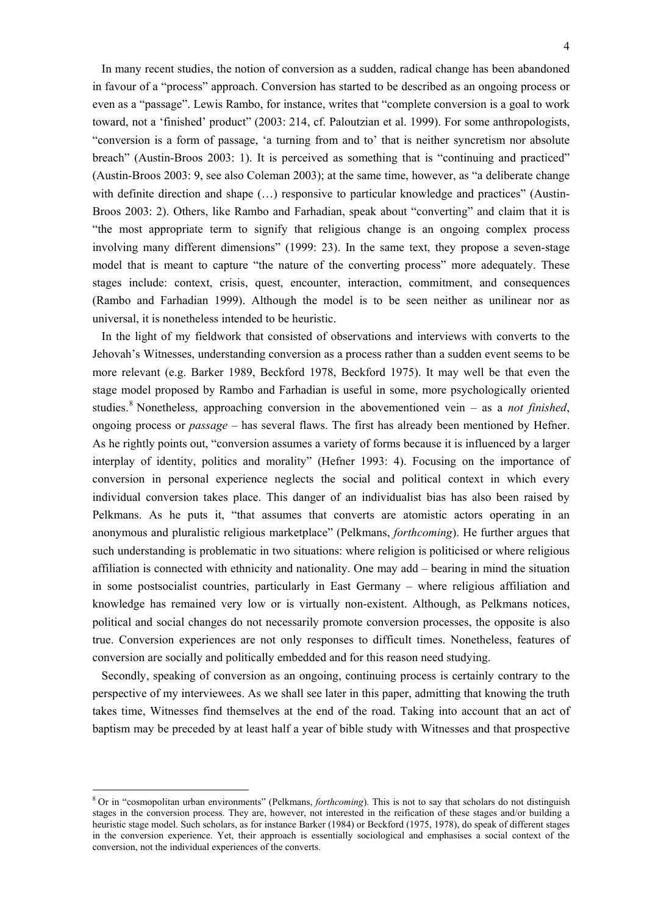In many recent studies, the notion of conversion as a sudden, radical change has been abandoned in favour of a "process" approach. Conversion has started to be described as an ongoing process or even as a "passage". Lewis Rambo, for instance, writes that "complete conversion is a goal to work toward, not a 'finished' product" (2003: 214, cf. Paloutzian et al. 1999). For some anthropologists, "conversion is a form of passage, 'a turning from and to' that is neither syncretism nor absolute breach" (Austin-Broos 2003: 1). It is perceived as something that is "continuing and practiced" (Austin-Broos 2003: 9, see also Coleman 2003); at the same time, however, as "a deliberate change with definite direction and shape (…) responsive to particular knowledge and practices" (Austin-Broos 2003: 2). Others, like Rambo and Farhadian, speak about "converting" and claim that it is "the most appropriate term to signify that religious change is an ongoing complex process involving many different dimensions" (1999: 23). In the same text, they propose a seven-stage model that is meant to capture "the nature of the converting process" more adequately. These stages include: context, crisis, quest, encounter, interaction, commitment, and consequences (Rambo and Farhadian 1999). Although the model is to be seen neither as unilinear nor as universal, it is nonetheless intended to be heuristic.

In the light of my fieldwork that consisted of observations and interviews with converts to the Jehovah's Witnesses, understanding conversion as a process rather than a sudden event seems to be more relevant (e.g. Barker 1989, Beckford 1978, Beckford 1975). It may well be that even the stage model proposed by Rambo and Farhadian is useful in some, more psychologically oriented studies.[8] Nonetheless, approaching conversion in the abovementioned vein – as a *not finished*, ongoing process or *passage* – has several flaws. The first has already been mentioned by Hefner. As he rightly points out, "conversion assumes a variety of forms because it is influenced by a larger interplay of identity, politics and morality" (Hefner 1993: 4). Focusing on the importance of conversion in personal experience neglects the social and political context in which every individual conversion takes place. This danger of an individualist bias has also been raised by Pelkmans. As he puts it, "that assumes that converts are atomistic actors operating in an anonymous and pluralistic religious marketplace" (Pelkmans, *forthcoming*). He further argues that such understanding is problematic in two situations: where religion is politicised or where religious affiliation is connected with ethnicity and nationality. One may add – bearing in mind the situation in some postsocialist countries, particularly in East Germany – where religious affiliation and knowledge has remained very low or is virtually non-existent. Although, as Pelkmans notices, political and social changes do not necessarily promote conversion processes, the opposite is also true. Conversion experiences are not only responses to difficult times. Nonetheless, features of conversion are socially and politically embedded and for this reason need studying.

Secondly, speaking of conversion as an ongoing, continuing process is certainly contrary to the perspective of my interviewees. As we shall see later in this paper, admitting that knowing the truth takes time, Witnesses find themselves at the end of the road. Taking into account that an act of baptism may be preceded by at least half a year of bible study with Witnesses and that prospective

---

[8] Or in "cosmopolitan urban environments" (Pelkmans, *forthcoming*). This is not to say that scholars do not distinguish stages in the conversion process. They are, however, not interested in the reification of these stages and/or building a heuristic stage model. Such scholars, as for instance Barker (1984) or Beckford (1975, 1978), do speak of different stages in the conversion experience. Yet, their approach is essentially sociological and emphasises a social context of the conversion, not the individual experiences of the converts.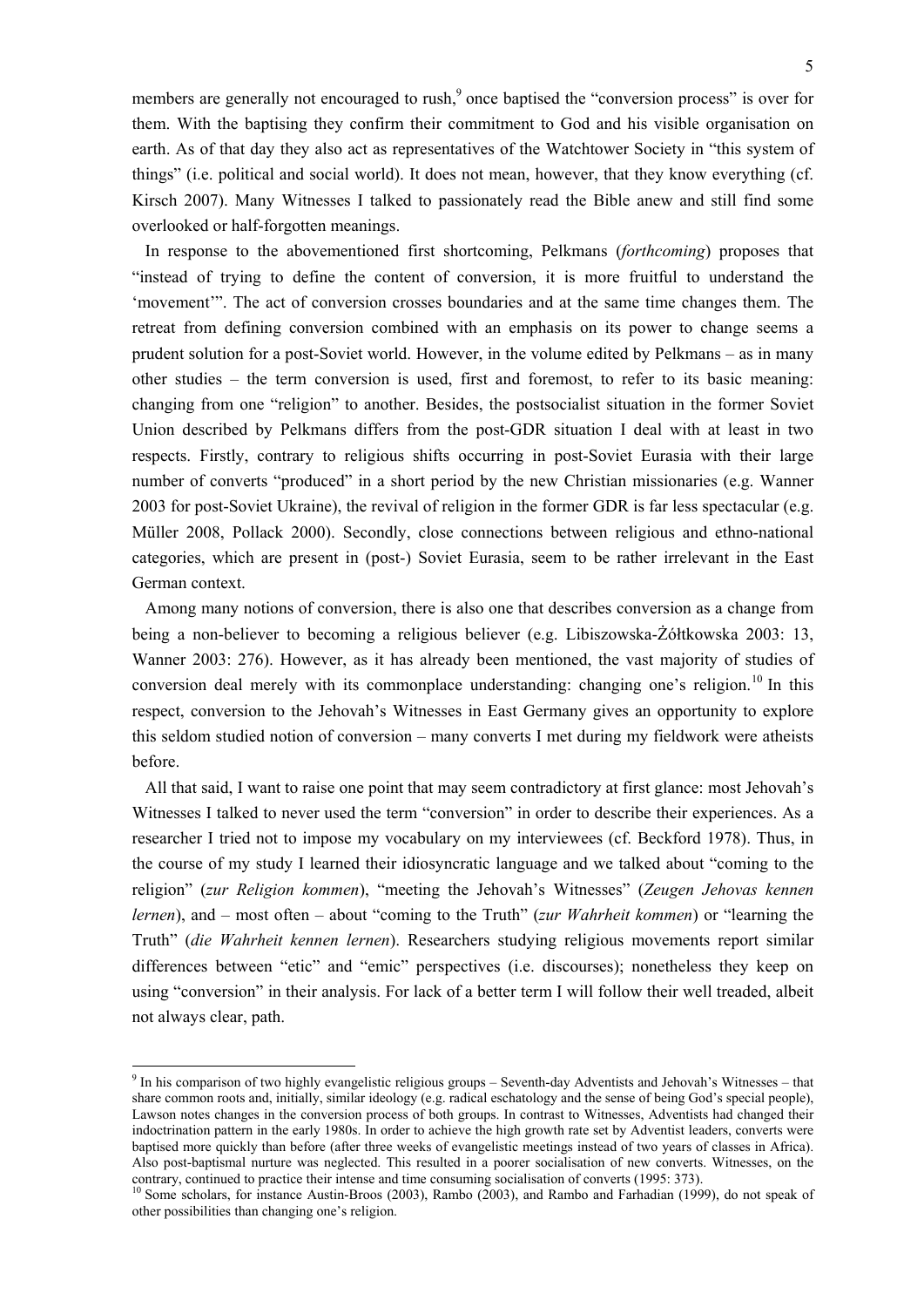members are generally not encouraged to rush,[9] once baptised the "conversion process" is over for them. With the baptising they confirm their commitment to God and his visible organisation on earth. As of that day they also act as representatives of the Watchtower Society in "this system of things" (i.e. political and social world). It does not mean, however, that they know everything (cf. Kirsch 2007). Many Witnesses I talked to passionately read the Bible anew and still find some overlooked or half-forgotten meanings.

In response to the abovementioned first shortcoming, Pelkmans (*forthcoming*) proposes that "instead of trying to define the content of conversion, it is more fruitful to understand the 'movement'". The act of conversion crosses boundaries and at the same time changes them. The retreat from defining conversion combined with an emphasis on its power to change seems a prudent solution for a post-Soviet world. However, in the volume edited by Pelkmans – as in many other studies – the term conversion is used, first and foremost, to refer to its basic meaning: changing from one "religion" to another. Besides, the postsocialist situation in the former Soviet Union described by Pelkmans differs from the post-GDR situation I deal with at least in two respects. Firstly, contrary to religious shifts occurring in post-Soviet Eurasia with their large number of converts "produced" in a short period by the new Christian missionaries (e.g. Wanner 2003 for post-Soviet Ukraine), the revival of religion in the former GDR is far less spectacular (e.g. Müller 2008, Pollack 2000). Secondly, close connections between religious and ethno-national categories, which are present in (post-) Soviet Eurasia, seem to be rather irrelevant in the East German context.

Among many notions of conversion, there is also one that describes conversion as a change from being a non-believer to becoming a religious believer (e.g. Libiszowska-Żółtkowska 2003: 13, Wanner 2003: 276). However, as it has already been mentioned, the vast majority of studies of conversion deal merely with its commonplace understanding: changing one's religion.[10] In this respect, conversion to the Jehovah's Witnesses in East Germany gives an opportunity to explore this seldom studied notion of conversion – many converts I met during my fieldwork were atheists before.

All that said, I want to raise one point that may seem contradictory at first glance: most Jehovah's Witnesses I talked to never used the term "conversion" in order to describe their experiences. As a researcher I tried not to impose my vocabulary on my interviewees (cf. Beckford 1978). Thus, in the course of my study I learned their idiosyncratic language and we talked about "coming to the religion" (*zur Religion kommen*), "meeting the Jehovah's Witnesses" (*Zeugen Jehovas kennen lernen*), and – most often – about "coming to the Truth" (*zur Wahrheit kommen*) or "learning the Truth" (*die Wahrheit kennen lernen*). Researchers studying religious movements report similar differences between "etic" and "emic" perspectives (i.e. discourses); nonetheless they keep on using "conversion" in their analysis. For lack of a better term I will follow their well treaded, albeit not always clear, path.

---

[9] In his comparison of two highly evangelistic religious groups – Seventh-day Adventists and Jehovah's Witnesses – that share common roots and, initially, similar ideology (e.g. radical eschatology and the sense of being God's special people), Lawson notes changes in the conversion process of both groups. In contrast to Witnesses, Adventists had changed their indoctrination pattern in the early 1980s. In order to achieve the high growth rate set by Adventist leaders, converts were baptised more quickly than before (after three weeks of evangelistic meetings instead of two years of classes in Africa). Also post-baptismal nurture was neglected. This resulted in a poorer socialisation of new converts. Witnesses, on the contrary, continued to practice their intense and time consuming socialisation of converts (1995: 373).

[10] Some scholars, for instance Austin-Broos (2003), Rambo (2003), and Rambo and Farhadian (1999), do not speak of other possibilities than changing one's religion.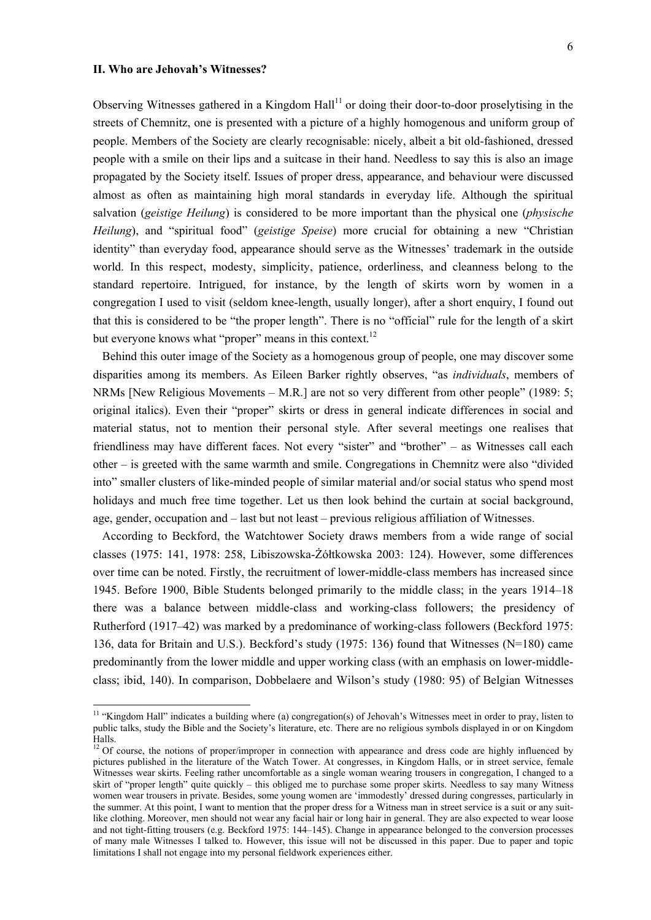## II. Who are Jehovah's Witnesses?

Observing Witnesses gathered in a Kingdom Hall[11] or doing their door-to-door proselytising in the streets of Chemnitz, one is presented with a picture of a highly homogenous and uniform group of people. Members of the Society are clearly recognisable: nicely, albeit a bit old-fashioned, dressed people with a smile on their lips and a suitcase in their hand. Needless to say this is also an image propagated by the Society itself. Issues of proper dress, appearance, and behaviour were discussed almost as often as maintaining high moral standards in everyday life. Although the spiritual salvation (*geistige Heilung*) is considered to be more important than the physical one (*physische Heilung*), and "spiritual food" (*geistige Speise*) more crucial for obtaining a new "Christian identity" than everyday food, appearance should serve as the Witnesses' trademark in the outside world. In this respect, modesty, simplicity, patience, orderliness, and cleanness belong to the standard repertoire. Intrigued, for instance, by the length of skirts worn by women in a congregation I used to visit (seldom knee-length, usually longer), after a short enquiry, I found out that this is considered to be "the proper length". There is no "official" rule for the length of a skirt but everyone knows what "proper" means in this context.[12]

Behind this outer image of the Society as a homogenous group of people, one may discover some disparities among its members. As Eileen Barker rightly observes, "as *individuals*, members of NRMs [New Religious Movements – M.R.] are not so very different from other people" (1989: 5; original italics). Even their "proper" skirts or dress in general indicate differences in social and material status, not to mention their personal style. After several meetings one realises that friendliness may have different faces. Not every "sister" and "brother" – as Witnesses call each other – is greeted with the same warmth and smile. Congregations in Chemnitz were also "divided into" smaller clusters of like-minded people of similar material and/or social status who spend most holidays and much free time together. Let us then look behind the curtain at social background, age, gender, occupation and – last but not least – previous religious affiliation of Witnesses.

According to Beckford, the Watchtower Society draws members from a wide range of social classes (1975: 141, 1978: 258, Libiszowska-Żółtkowska 2003: 124). However, some differences over time can be noted. Firstly, the recruitment of lower-middle-class members has increased since 1945. Before 1900, Bible Students belonged primarily to the middle class; in the years 1914–18 there was a balance between middle-class and working-class followers; the presidency of Rutherford (1917–42) was marked by a predominance of working-class followers (Beckford 1975: 136, data for Britain and U.S.). Beckford's study (1975: 136) found that Witnesses (N=180) came predominantly from the lower middle and upper working class (with an emphasis on lower-middle-class; ibid, 140). In comparison, Dobbelaere and Wilson's study (1980: 95) of Belgian Witnesses

---

[11] "Kingdom Hall" indicates a building where (a) congregation(s) of Jehovah's Witnesses meet in order to pray, listen to public talks, study the Bible and the Society's literature, etc. There are no religious symbols displayed in or on Kingdom Halls.

[12] Of course, the notions of proper/improper in connection with appearance and dress code are highly influenced by pictures published in the literature of the Watch Tower. At congresses, in Kingdom Halls, or in street service, female Witnesses wear skirts. Feeling rather uncomfortable as a single woman wearing trousers in congregation, I changed to a skirt of "proper length" quite quickly – this obliged me to purchase some proper skirts. Needless to say many Witness women wear trousers in private. Besides, some young women are 'immodestly' dressed during congresses, particularly in the summer. At this point, I want to mention that the proper dress for a Witness man in street service is a suit or any suit-like clothing. Moreover, men should not wear any facial hair or long hair in general. They are also expected to wear loose and not tight-fitting trousers (e.g. Beckford 1975: 144–145). Change in appearance belonged to the conversion processes of many male Witnesses I talked to. However, this issue will not be discussed in this paper. Due to paper and topic limitations I shall not engage into my personal fieldwork experiences either.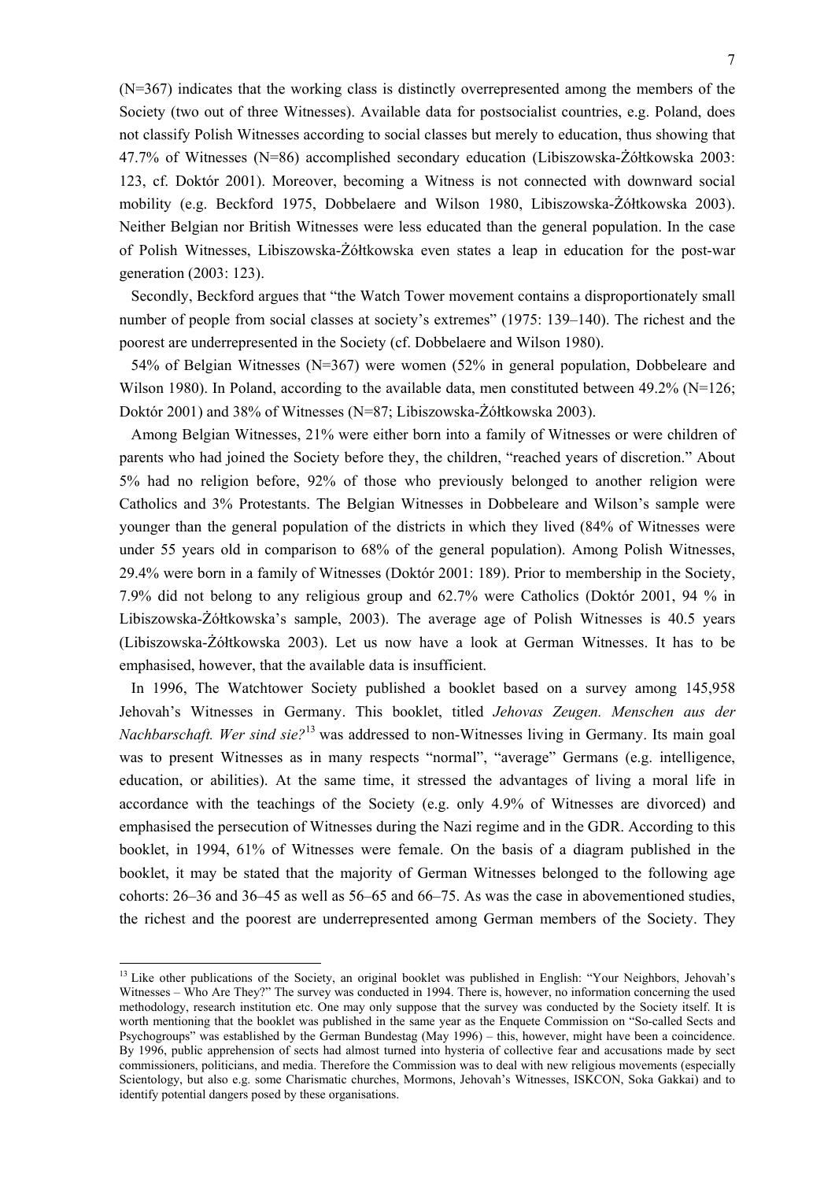(N=367) indicates that the working class is distinctly overrepresented among the members of the Society (two out of three Witnesses). Available data for postsocialist countries, e.g. Poland, does not classify Polish Witnesses according to social classes but merely to education, thus showing that 47.7% of Witnesses (N=86) accomplished secondary education (Libiszowska-Żółtkowska 2003: 123, cf. Doktór 2001). Moreover, becoming a Witness is not connected with downward social mobility (e.g. Beckford 1975, Dobbelaere and Wilson 1980, Libiszowska-Żółtkowska 2003). Neither Belgian nor British Witnesses were less educated than the general population. In the case of Polish Witnesses, Libiszowska-Żółtkowska even states a leap in education for the post-war generation (2003: 123).

Secondly, Beckford argues that "the Watch Tower movement contains a disproportionately small number of people from social classes at society's extremes" (1975: 139–140). The richest and the poorest are underrepresented in the Society (cf. Dobbelaere and Wilson 1980).

54% of Belgian Witnesses (N=367) were women (52% in general population, Dobbeleare and Wilson 1980). In Poland, according to the available data, men constituted between 49.2% (N=126; Doktór 2001) and 38% of Witnesses (N=87; Libiszowska-Żółtkowska 2003).

Among Belgian Witnesses, 21% were either born into a family of Witnesses or were children of parents who had joined the Society before they, the children, "reached years of discretion." About 5% had no religion before, 92% of those who previously belonged to another religion were Catholics and 3% Protestants. The Belgian Witnesses in Dobbeleare and Wilson's sample were younger than the general population of the districts in which they lived (84% of Witnesses were under 55 years old in comparison to 68% of the general population). Among Polish Witnesses, 29.4% were born in a family of Witnesses (Doktór 2001: 189). Prior to membership in the Society, 7.9% did not belong to any religious group and 62.7% were Catholics (Doktór 2001, 94 % in Libiszowska-Żółtkowska's sample, 2003). The average age of Polish Witnesses is 40.5 years (Libiszowska-Żółtkowska 2003). Let us now have a look at German Witnesses. It has to be emphasised, however, that the available data is insufficient.

In 1996, The Watchtower Society published a booklet based on a survey among 145,958 Jehovah's Witnesses in Germany. This booklet, titled *Jehovas Zeugen. Menschen aus der Nachbarschaft. Wer sind sie?*[13] was addressed to non-Witnesses living in Germany. Its main goal was to present Witnesses as in many respects "normal", "average" Germans (e.g. intelligence, education, or abilities). At the same time, it stressed the advantages of living a moral life in accordance with the teachings of the Society (e.g. only 4.9% of Witnesses are divorced) and emphasised the persecution of Witnesses during the Nazi regime and in the GDR. According to this booklet, in 1994, 61% of Witnesses were female. On the basis of a diagram published in the booklet, it may be stated that the majority of German Witnesses belonged to the following age cohorts: 26–36 and 36–45 as well as 56–65 and 66–75. As was the case in abovementioned studies, the richest and the poorest are underrepresented among German members of the Society. They

---

[13] Like other publications of the Society, an original booklet was published in English: "Your Neighbors, Jehovah's Witnesses – Who Are They?" The survey was conducted in 1994. There is, however, no information concerning the used methodology, research institution etc. One may only suppose that the survey was conducted by the Society itself. It is worth mentioning that the booklet was published in the same year as the Enquete Commission on "So-called Sects and Psychogroups" was established by the German Bundestag (May 1996) – this, however, might have been a coincidence. By 1996, public apprehension of sects had almost turned into hysteria of collective fear and accusations made by sect commissioners, politicians, and media. Therefore the Commission was to deal with new religious movements (especially Scientology, but also e.g. some Charismatic churches, Mormons, Jehovah's Witnesses, ISKCON, Soka Gakkai) and to identify potential dangers posed by these organisations.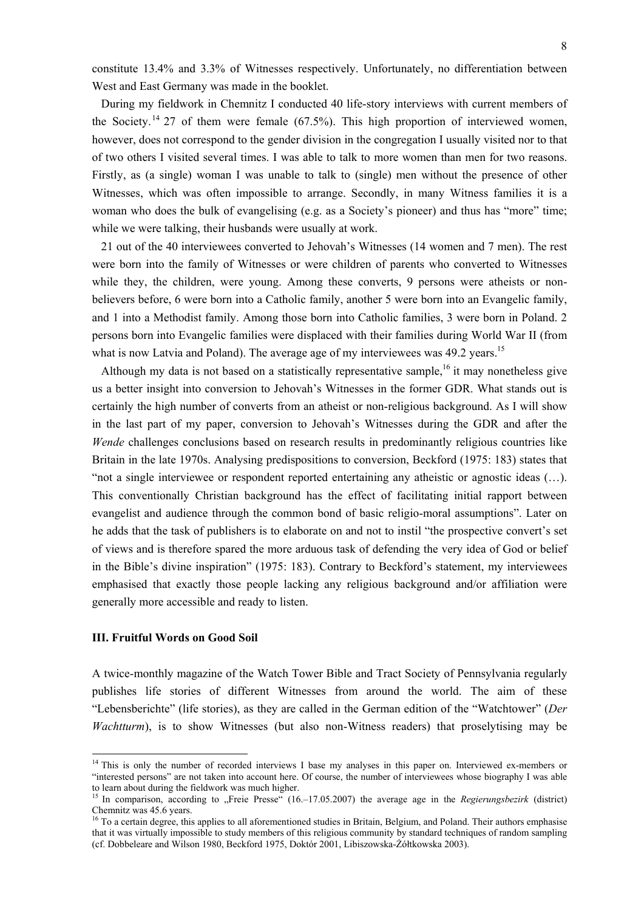constitute 13.4% and 3.3% of Witnesses respectively. Unfortunately, no differentiation between West and East Germany was made in the booklet.

During my fieldwork in Chemnitz I conducted 40 life-story interviews with current members of the Society.[14] 27 of them were female (67.5%). This high proportion of interviewed women, however, does not correspond to the gender division in the congregation I usually visited nor to that of two others I visited several times. I was able to talk to more women than men for two reasons. Firstly, as (a single) woman I was unable to talk to (single) men without the presence of other Witnesses, which was often impossible to arrange. Secondly, in many Witness families it is a woman who does the bulk of evangelising (e.g. as a Society's pioneer) and thus has "more" time; while we were talking, their husbands were usually at work.

21 out of the 40 interviewees converted to Jehovah's Witnesses (14 women and 7 men). The rest were born into the family of Witnesses or were children of parents who converted to Witnesses while they, the children, were young. Among these converts, 9 persons were atheists or non-believers before, 6 were born into a Catholic family, another 5 were born into an Evangelic family, and 1 into a Methodist family. Among those born into Catholic families, 3 were born in Poland. 2 persons born into Evangelic families were displaced with their families during World War II (from what is now Latvia and Poland). The average age of my interviewees was 49.2 years.[15]

Although my data is not based on a statistically representative sample,[16] it may nonetheless give us a better insight into conversion to Jehovah's Witnesses in the former GDR. What stands out is certainly the high number of converts from an atheist or non-religious background. As I will show in the last part of my paper, conversion to Jehovah's Witnesses during the GDR and after the *Wende* challenges conclusions based on research results in predominantly religious countries like Britain in the late 1970s. Analysing predispositions to conversion, Beckford (1975: 183) states that "not a single interviewee or respondent reported entertaining any atheistic or agnostic ideas (…). This conventionally Christian background has the effect of facilitating initial rapport between evangelist and audience through the common bond of basic religio-moral assumptions". Later on he adds that the task of publishers is to elaborate on and not to instil "the prospective convert's set of views and is therefore spared the more arduous task of defending the very idea of God or belief in the Bible's divine inspiration" (1975: 183). Contrary to Beckford's statement, my interviewees emphasised that exactly those people lacking any religious background and/or affiliation were generally more accessible and ready to listen.

### III. Fruitful Words on Good Soil

A twice-monthly magazine of the Watch Tower Bible and Tract Society of Pennsylvania regularly publishes life stories of different Witnesses from around the world. The aim of these "Lebensberichte" (life stories), as they are called in the German edition of the "Watchtower" (*Der Wachtturm*), is to show Witnesses (but also non-Witness readers) that proselytising may be

---

[14] This is only the number of recorded interviews I base my analyses in this paper on. Interviewed ex-members or "interested persons" are not taken into account here. Of course, the number of interviewees whose biography I was able to learn about during the fieldwork was much higher.

[15] In comparison, according to „Freie Presse" (16.–17.05.2007) the average age in the *Regierungsbezirk* (district) Chemnitz was 45.6 years.

[16] To a certain degree, this applies to all aforementioned studies in Britain, Belgium, and Poland. Their authors emphasise that it was virtually impossible to study members of this religious community by standard techniques of random sampling (cf. Dobbeleare and Wilson 1980, Beckford 1975, Doktór 2001, Libiszowska-Żółtkowska 2003).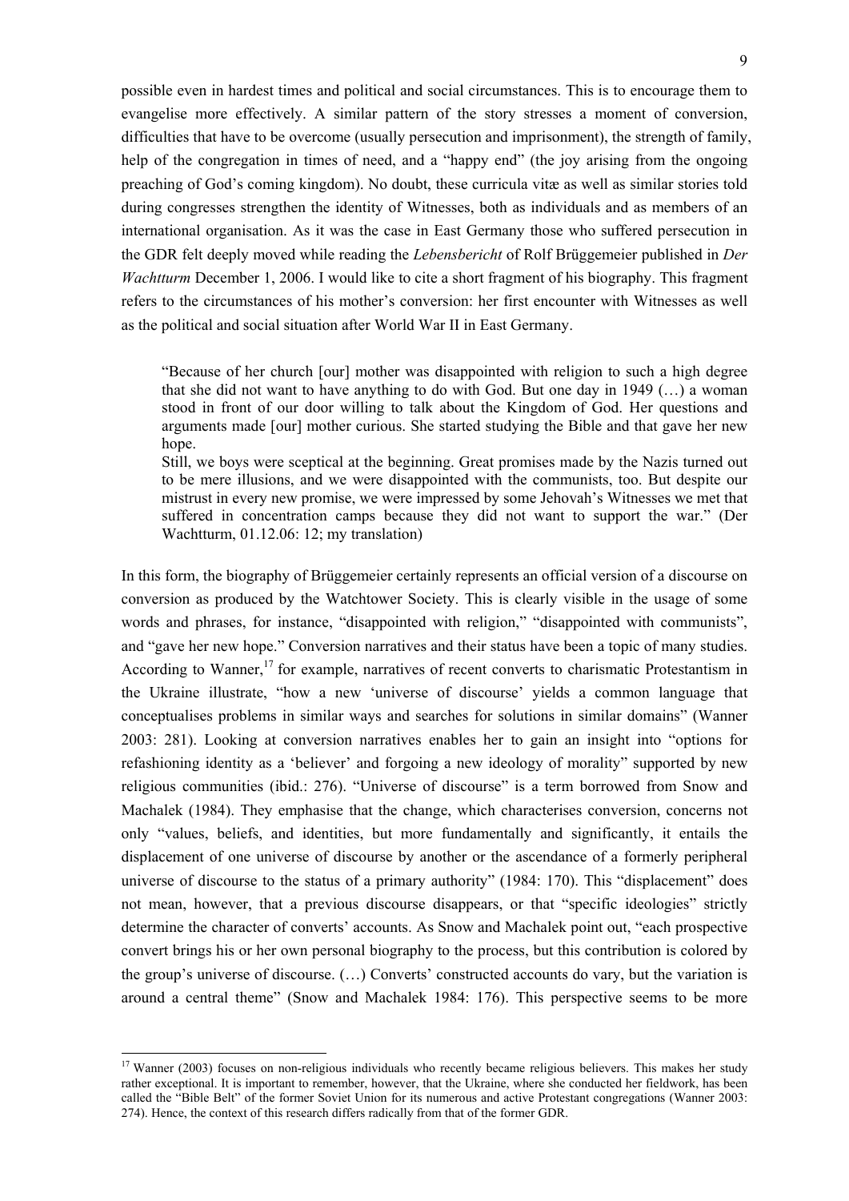possible even in hardest times and political and social circumstances. This is to encourage them to evangelise more effectively. A similar pattern of the story stresses a moment of conversion, difficulties that have to be overcome (usually persecution and imprisonment), the strength of family, help of the congregation in times of need, and a "happy end" (the joy arising from the ongoing preaching of God's coming kingdom). No doubt, these curricula vitæ as well as similar stories told during congresses strengthen the identity of Witnesses, both as individuals and as members of an international organisation. As it was the case in East Germany those who suffered persecution in the GDR felt deeply moved while reading the *Lebensbericht* of Rolf Brüggemeier published in *Der Wachtturm* December 1, 2006. I would like to cite a short fragment of his biography. This fragment refers to the circumstances of his mother's conversion: her first encounter with Witnesses as well as the political and social situation after World War II in East Germany.

> "Because of her church [our] mother was disappointed with religion to such a high degree that she did not want to have anything to do with God. But one day in 1949 (…) a woman stood in front of our door willing to talk about the Kingdom of God. Her questions and arguments made [our] mother curious. She started studying the Bible and that gave her new hope.
>
> Still, we boys were sceptical at the beginning. Great promises made by the Nazis turned out to be mere illusions, and we were disappointed with the communists, too. But despite our mistrust in every new promise, we were impressed by some Jehovah's Witnesses we met that suffered in concentration camps because they did not want to support the war." (Der Wachtturm, 01.12.06: 12; my translation)

In this form, the biography of Brüggemeier certainly represents an official version of a discourse on conversion as produced by the Watchtower Society. This is clearly visible in the usage of some words and phrases, for instance, "disappointed with religion," "disappointed with communists", and "gave her new hope." Conversion narratives and their status have been a topic of many studies. According to Wanner,[17] for example, narratives of recent converts to charismatic Protestantism in the Ukraine illustrate, "how a new 'universe of discourse' yields a common language that conceptualises problems in similar ways and searches for solutions in similar domains" (Wanner 2003: 281). Looking at conversion narratives enables her to gain an insight into "options for refashioning identity as a 'believer' and forgoing a new ideology of morality" supported by new religious communities (ibid.: 276). "Universe of discourse" is a term borrowed from Snow and Machalek (1984). They emphasise that the change, which characterises conversion, concerns not only "values, beliefs, and identities, but more fundamentally and significantly, it entails the displacement of one universe of discourse by another or the ascendance of a formerly peripheral universe of discourse to the status of a primary authority" (1984: 170). This "displacement" does not mean, however, that a previous discourse disappears, or that "specific ideologies" strictly determine the character of converts' accounts. As Snow and Machalek point out, "each prospective convert brings his or her own personal biography to the process, but this contribution is colored by the group's universe of discourse. (…) Converts' constructed accounts do vary, but the variation is around a central theme" (Snow and Machalek 1984: 176). This perspective seems to be more

[17] Wanner (2003) focuses on non-religious individuals who recently became religious believers. This makes her study rather exceptional. It is important to remember, however, that the Ukraine, where she conducted her fieldwork, has been called the "Bible Belt" of the former Soviet Union for its numerous and active Protestant congregations (Wanner 2003: 274). Hence, the context of this research differs radically from that of the former GDR.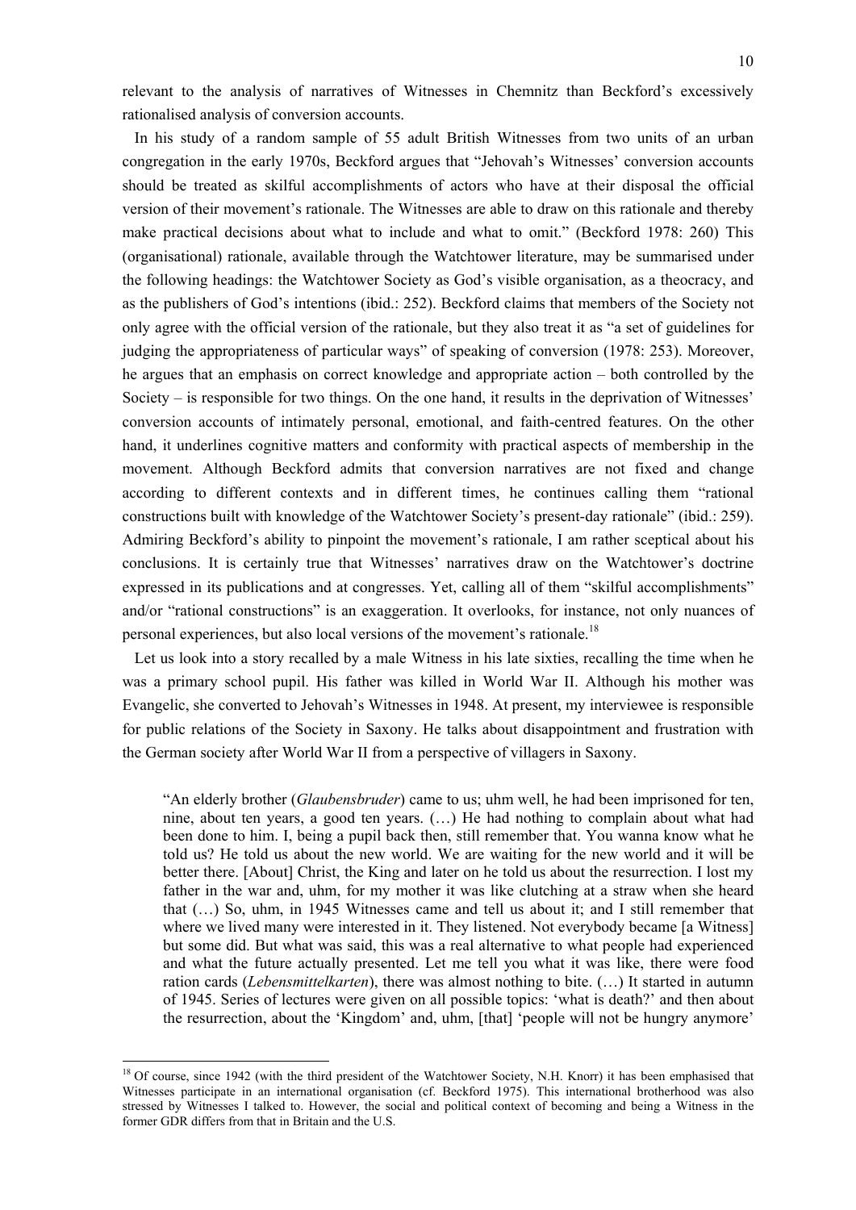relevant to the analysis of narratives of Witnesses in Chemnitz than Beckford's excessively rationalised analysis of conversion accounts.

In his study of a random sample of 55 adult British Witnesses from two units of an urban congregation in the early 1970s, Beckford argues that "Jehovah's Witnesses' conversion accounts should be treated as skilful accomplishments of actors who have at their disposal the official version of their movement's rationale. The Witnesses are able to draw on this rationale and thereby make practical decisions about what to include and what to omit." (Beckford 1978: 260) This (organisational) rationale, available through the Watchtower literature, may be summarised under the following headings: the Watchtower Society as God's visible organisation, as a theocracy, and as the publishers of God's intentions (ibid.: 252). Beckford claims that members of the Society not only agree with the official version of the rationale, but they also treat it as "a set of guidelines for judging the appropriateness of particular ways" of speaking of conversion (1978: 253). Moreover, he argues that an emphasis on correct knowledge and appropriate action – both controlled by the Society – is responsible for two things. On the one hand, it results in the deprivation of Witnesses' conversion accounts of intimately personal, emotional, and faith-centred features. On the other hand, it underlines cognitive matters and conformity with practical aspects of membership in the movement. Although Beckford admits that conversion narratives are not fixed and change according to different contexts and in different times, he continues calling them "rational constructions built with knowledge of the Watchtower Society's present-day rationale" (ibid.: 259). Admiring Beckford's ability to pinpoint the movement's rationale, I am rather sceptical about his conclusions. It is certainly true that Witnesses' narratives draw on the Watchtower's doctrine expressed in its publications and at congresses. Yet, calling all of them "skilful accomplishments" and/or "rational constructions" is an exaggeration. It overlooks, for instance, not only nuances of personal experiences, but also local versions of the movement's rationale.[18]

Let us look into a story recalled by a male Witness in his late sixties, recalling the time when he was a primary school pupil. His father was killed in World War II. Although his mother was Evangelic, she converted to Jehovah's Witnesses in 1948. At present, my interviewee is responsible for public relations of the Society in Saxony. He talks about disappointment and frustration with the German society after World War II from a perspective of villagers in Saxony.

> "An elderly brother (*Glaubensbruder*) came to us; uhm well, he had been imprisoned for ten, nine, about ten years, a good ten years. (…) He had nothing to complain about what had been done to him. I, being a pupil back then, still remember that. You wanna know what he told us? He told us about the new world. We are waiting for the new world and it will be better there. [About] Christ, the King and later on he told us about the resurrection. I lost my father in the war and, uhm, for my mother it was like clutching at a straw when she heard that (…) So, uhm, in 1945 Witnesses came and tell us about it; and I still remember that where we lived many were interested in it. They listened. Not everybody became [a Witness] but some did. But what was said, this was a real alternative to what people had experienced and what the future actually presented. Let me tell you what it was like, there were food ration cards (*Lebensmittelkarten*), there was almost nothing to bite. (…) It started in autumn of 1945. Series of lectures were given on all possible topics: 'what is death?' and then about the resurrection, about the 'Kingdom' and, uhm, [that] 'people will not be hungry anymore'

[18] Of course, since 1942 (with the third president of the Watchtower Society, N.H. Knorr) it has been emphasised that Witnesses participate in an international organisation (cf. Beckford 1975). This international brotherhood was also stressed by Witnesses I talked to. However, the social and political context of becoming and being a Witness in the former GDR differs from that in Britain and the U.S.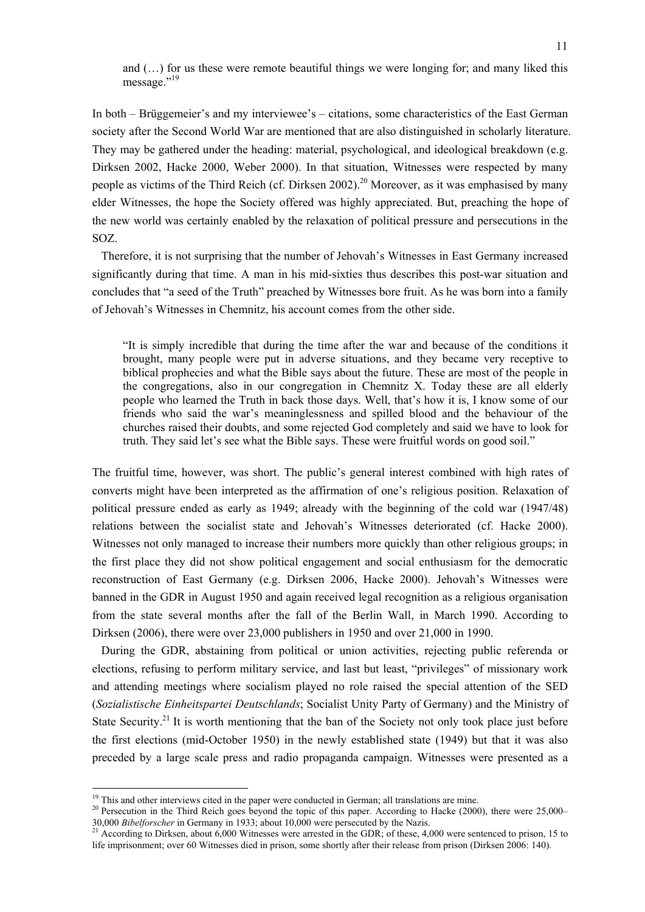and (…) for us these were remote beautiful things we were longing for; and many liked this message."[19]

In both – Brüggemeier's and my interviewee's – citations, some characteristics of the East German society after the Second World War are mentioned that are also distinguished in scholarly literature. They may be gathered under the heading: material, psychological, and ideological breakdown (e.g. Dirksen 2002, Hacke 2000, Weber 2000). In that situation, Witnesses were respected by many people as victims of the Third Reich (cf. Dirksen 2002).[20] Moreover, as it was emphasised by many elder Witnesses, the hope the Society offered was highly appreciated. But, preaching the hope of the new world was certainly enabled by the relaxation of political pressure and persecutions in the SOZ.

Therefore, it is not surprising that the number of Jehovah's Witnesses in East Germany increased significantly during that time. A man in his mid-sixties thus describes this post-war situation and concludes that "a seed of the Truth" preached by Witnesses bore fruit. As he was born into a family of Jehovah's Witnesses in Chemnitz, his account comes from the other side.

> "It is simply incredible that during the time after the war and because of the conditions it brought, many people were put in adverse situations, and they became very receptive to biblical prophecies and what the Bible says about the future. These are most of the people in the congregations, also in our congregation in Chemnitz X. Today these are all elderly people who learned the Truth in back those days. Well, that's how it is, I know some of our friends who said the war's meaninglessness and spilled blood and the behaviour of the churches raised their doubts, and some rejected God completely and said we have to look for truth. They said let's see what the Bible says. These were fruitful words on good soil."

The fruitful time, however, was short. The public's general interest combined with high rates of converts might have been interpreted as the affirmation of one's religious position. Relaxation of political pressure ended as early as 1949; already with the beginning of the cold war (1947/48) relations between the socialist state and Jehovah's Witnesses deteriorated (cf. Hacke 2000). Witnesses not only managed to increase their numbers more quickly than other religious groups; in the first place they did not show political engagement and social enthusiasm for the democratic reconstruction of East Germany (e.g. Dirksen 2006, Hacke 2000). Jehovah's Witnesses were banned in the GDR in August 1950 and again received legal recognition as a religious organisation from the state several months after the fall of the Berlin Wall, in March 1990. According to Dirksen (2006), there were over 23,000 publishers in 1950 and over 21,000 in 1990.

During the GDR, abstaining from political or union activities, rejecting public referenda or elections, refusing to perform military service, and last but least, "privileges" of missionary work and attending meetings where socialism played no role raised the special attention of the SED (*Sozialistische Einheitspartei Deutschlands*; Socialist Unity Party of Germany) and the Ministry of State Security.[21] It is worth mentioning that the ban of the Society not only took place just before the first elections (mid-October 1950) in the newly established state (1949) but that it was also preceded by a large scale press and radio propaganda campaign. Witnesses were presented as a

---

[19] This and other interviews cited in the paper were conducted in German; all translations are mine.

[20] Persecution in the Third Reich goes beyond the topic of this paper. According to Hacke (2000), there were 25,000–30,000 *Bibelforscher* in Germany in 1933; about 10,000 were persecuted by the Nazis.

[21] According to Dirksen, about 6,000 Witnesses were arrested in the GDR; of these, 4,000 were sentenced to prison, 15 to life imprisonment; over 60 Witnesses died in prison, some shortly after their release from prison (Dirksen 2006: 140).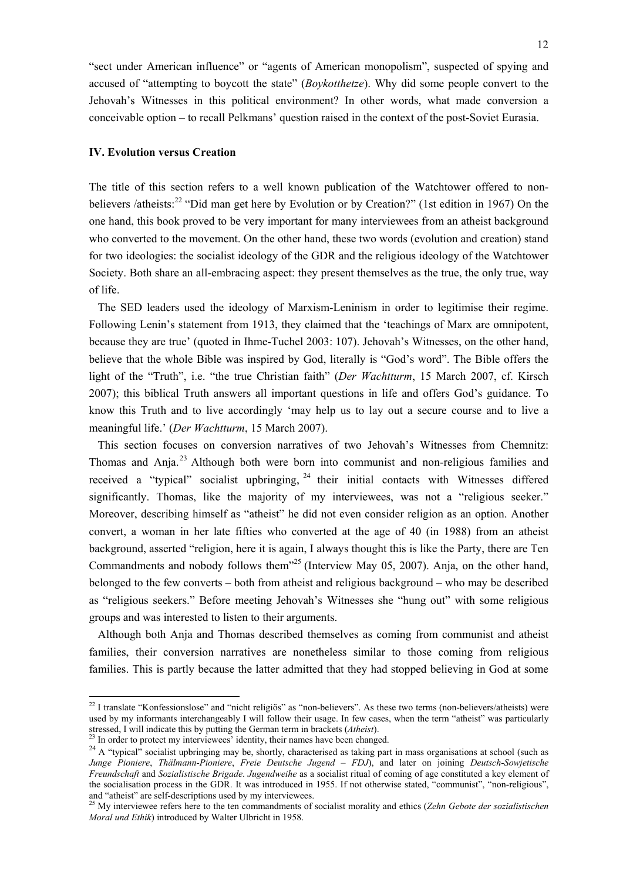"sect under American influence" or "agents of American monopolism", suspected of spying and accused of "attempting to boycott the state" (*Boykotthetze*). Why did some people convert to the Jehovah's Witnesses in this political environment? In other words, what made conversion a conceivable option – to recall Pelkmans' question raised in the context of the post-Soviet Eurasia.

### IV. Evolution versus Creation

The title of this section refers to a well known publication of the Watchtower offered to non-believers /atheists:[22] "Did man get here by Evolution or by Creation?" (1st edition in 1967) On the one hand, this book proved to be very important for many interviewees from an atheist background who converted to the movement. On the other hand, these two words (evolution and creation) stand for two ideologies: the socialist ideology of the GDR and the religious ideology of the Watchtower Society. Both share an all-embracing aspect: they present themselves as the true, the only true, way of life.

The SED leaders used the ideology of Marxism-Leninism in order to legitimise their regime. Following Lenin's statement from 1913, they claimed that the 'teachings of Marx are omnipotent, because they are true' (quoted in Ihme-Tuchel 2003: 107). Jehovah's Witnesses, on the other hand, believe that the whole Bible was inspired by God, literally is "God's word". The Bible offers the light of the "Truth", i.e. "the true Christian faith" (*Der Wachtturm*, 15 March 2007, cf. Kirsch 2007); this biblical Truth answers all important questions in life and offers God's guidance. To know this Truth and to live accordingly 'may help us to lay out a secure course and to live a meaningful life.' (*Der Wachtturm*, 15 March 2007).

This section focuses on conversion narratives of two Jehovah's Witnesses from Chemnitz: Thomas and Anja.[23] Although both were born into communist and non-religious families and received a "typical" socialist upbringing,[24] their initial contacts with Witnesses differed significantly. Thomas, like the majority of my interviewees, was not a "religious seeker." Moreover, describing himself as "atheist" he did not even consider religion as an option. Another convert, a woman in her late fifties who converted at the age of 40 (in 1988) from an atheist background, asserted "religion, here it is again, I always thought this is like the Party, there are Ten Commandments and nobody follows them"[25] (Interview May 05, 2007). Anja, on the other hand, belonged to the few converts – both from atheist and religious background – who may be described as "religious seekers." Before meeting Jehovah's Witnesses she "hung out" with some religious groups and was interested to listen to their arguments.

Although both Anja and Thomas described themselves as coming from communist and atheist families, their conversion narratives are nonetheless similar to those coming from religious families. This is partly because the latter admitted that they had stopped believing in God at some

---

[22] I translate "Konfessionslose" and "nicht religiös" as "non-believers". As these two terms (non-believers/atheists) were used by my informants interchangeably I will follow their usage. In few cases, when the term "atheist" was particularly stressed, I will indicate this by putting the German term in brackets (*Atheist*).

[23] In order to protect my interviewees' identity, their names have been changed.

[24] A "typical" socialist upbringing may be, shortly, characterised as taking part in mass organisations at school (such as *Junge Pioniere*, *Thälmann-Pioniere*, *Freie Deutsche Jugend – FDJ*), and later on joining *Deutsch-Sowjetische Freundschaft* and *Sozialistische Brigade*. *Jugendweihe* as a socialist ritual of coming of age constituted a key element of the socialisation process in the GDR. It was introduced in 1955. If not otherwise stated, "communist", "non-religious", and "atheist" are self-descriptions used by my interviewees.

[25] My interviewee refers here to the ten commandments of socialist morality and ethics (*Zehn Gebote der sozialistischen Moral und Ethik*) introduced by Walter Ulbricht in 1958.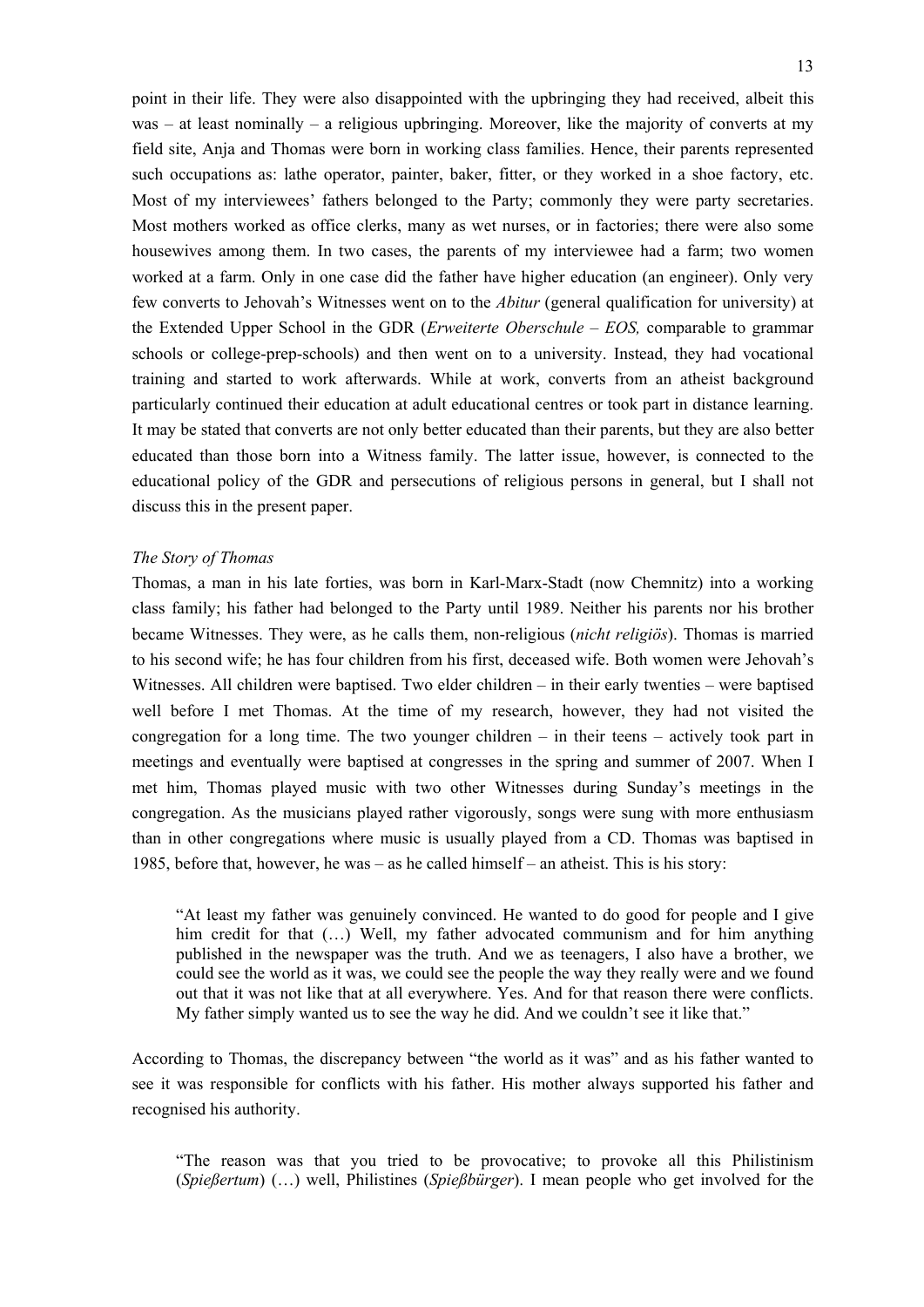point in their life. They were also disappointed with the upbringing they had received, albeit this was – at least nominally – a religious upbringing. Moreover, like the majority of converts at my field site, Anja and Thomas were born in working class families. Hence, their parents represented such occupations as: lathe operator, painter, baker, fitter, or they worked in a shoe factory, etc. Most of my interviewees' fathers belonged to the Party; commonly they were party secretaries. Most mothers worked as office clerks, many as wet nurses, or in factories; there were also some housewives among them. In two cases, the parents of my interviewee had a farm; two women worked at a farm. Only in one case did the father have higher education (an engineer). Only very few converts to Jehovah's Witnesses went on to the *Abitur* (general qualification for university) at the Extended Upper School in the GDR (*Erweiterte Oberschule – EOS,* comparable to grammar schools or college-prep-schools) and then went on to a university. Instead, they had vocational training and started to work afterwards. While at work, converts from an atheist background particularly continued their education at adult educational centres or took part in distance learning. It may be stated that converts are not only better educated than their parents, but they are also better educated than those born into a Witness family. The latter issue, however, is connected to the educational policy of the GDR and persecutions of religious persons in general, but I shall not discuss this in the present paper.

*The Story of Thomas*

Thomas, a man in his late forties, was born in Karl-Marx-Stadt (now Chemnitz) into a working class family; his father had belonged to the Party until 1989. Neither his parents nor his brother became Witnesses. They were, as he calls them, non-religious (*nicht religiös*). Thomas is married to his second wife; he has four children from his first, deceased wife. Both women were Jehovah's Witnesses. All children were baptised. Two elder children – in their early twenties – were baptised well before I met Thomas. At the time of my research, however, they had not visited the congregation for a long time. The two younger children – in their teens – actively took part in meetings and eventually were baptised at congresses in the spring and summer of 2007. When I met him, Thomas played music with two other Witnesses during Sunday's meetings in the congregation. As the musicians played rather vigorously, songs were sung with more enthusiasm than in other congregations where music is usually played from a CD. Thomas was baptised in 1985, before that, however, he was – as he called himself – an atheist. This is his story:

> "At least my father was genuinely convinced. He wanted to do good for people and I give him credit for that (…) Well, my father advocated communism and for him anything published in the newspaper was the truth. And we as teenagers, I also have a brother, we could see the world as it was, we could see the people the way they really were and we found out that it was not like that at all everywhere. Yes. And for that reason there were conflicts. My father simply wanted us to see the way he did. And we couldn't see it like that."

According to Thomas, the discrepancy between "the world as it was" and as his father wanted to see it was responsible for conflicts with his father. His mother always supported his father and recognised his authority.

> "The reason was that you tried to be provocative; to provoke all this Philistinism (*Spießertum*) (…) well, Philistines (*Spießbürger*). I mean people who get involved for the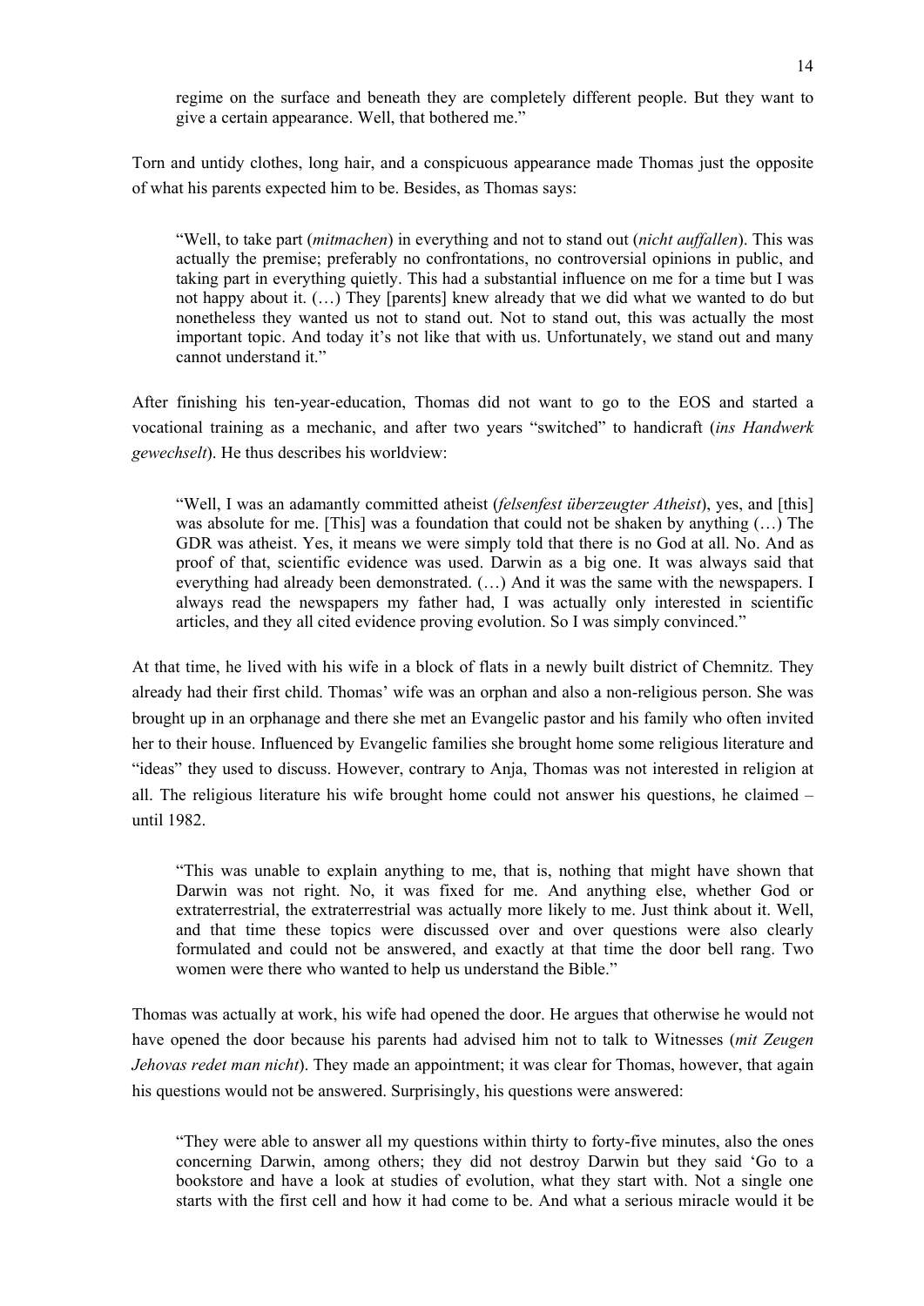regime on the surface and beneath they are completely different people. But they want to give a certain appearance. Well, that bothered me."

Torn and untidy clothes, long hair, and a conspicuous appearance made Thomas just the opposite of what his parents expected him to be. Besides, as Thomas says:

> "Well, to take part (*mitmachen*) in everything and not to stand out (*nicht auffallen*). This was actually the premise; preferably no confrontations, no controversial opinions in public, and taking part in everything quietly. This had a substantial influence on me for a time but I was not happy about it. (…) They [parents] knew already that we did what we wanted to do but nonetheless they wanted us not to stand out. Not to stand out, this was actually the most important topic. And today it's not like that with us. Unfortunately, we stand out and many cannot understand it."

After finishing his ten-year-education, Thomas did not want to go to the EOS and started a vocational training as a mechanic, and after two years "switched" to handicraft (*ins Handwerk gewechselt*). He thus describes his worldview:

> "Well, I was an adamantly committed atheist (*felsenfest überzeugter Atheist*), yes, and [this] was absolute for me. [This] was a foundation that could not be shaken by anything (…) The GDR was atheist. Yes, it means we were simply told that there is no God at all. No. And as proof of that, scientific evidence was used. Darwin as a big one. It was always said that everything had already been demonstrated. (…) And it was the same with the newspapers. I always read the newspapers my father had, I was actually only interested in scientific articles, and they all cited evidence proving evolution. So I was simply convinced."

At that time, he lived with his wife in a block of flats in a newly built district of Chemnitz. They already had their first child. Thomas' wife was an orphan and also a non-religious person. She was brought up in an orphanage and there she met an Evangelic pastor and his family who often invited her to their house. Influenced by Evangelic families she brought home some religious literature and "ideas" they used to discuss. However, contrary to Anja, Thomas was not interested in religion at all. The religious literature his wife brought home could not answer his questions, he claimed – until 1982.

> "This was unable to explain anything to me, that is, nothing that might have shown that Darwin was not right. No, it was fixed for me. And anything else, whether God or extraterrestrial, the extraterrestrial was actually more likely to me. Just think about it. Well, and that time these topics were discussed over and over questions were also clearly formulated and could not be answered, and exactly at that time the door bell rang. Two women were there who wanted to help us understand the Bible."

Thomas was actually at work, his wife had opened the door. He argues that otherwise he would not have opened the door because his parents had advised him not to talk to Witnesses (*mit Zeugen Jehovas redet man nicht*). They made an appointment; it was clear for Thomas, however, that again his questions would not be answered. Surprisingly, his questions were answered:

> "They were able to answer all my questions within thirty to forty-five minutes, also the ones concerning Darwin, among others; they did not destroy Darwin but they said 'Go to a bookstore and have a look at studies of evolution, what they start with. Not a single one starts with the first cell and how it had come to be. And what a serious miracle would it be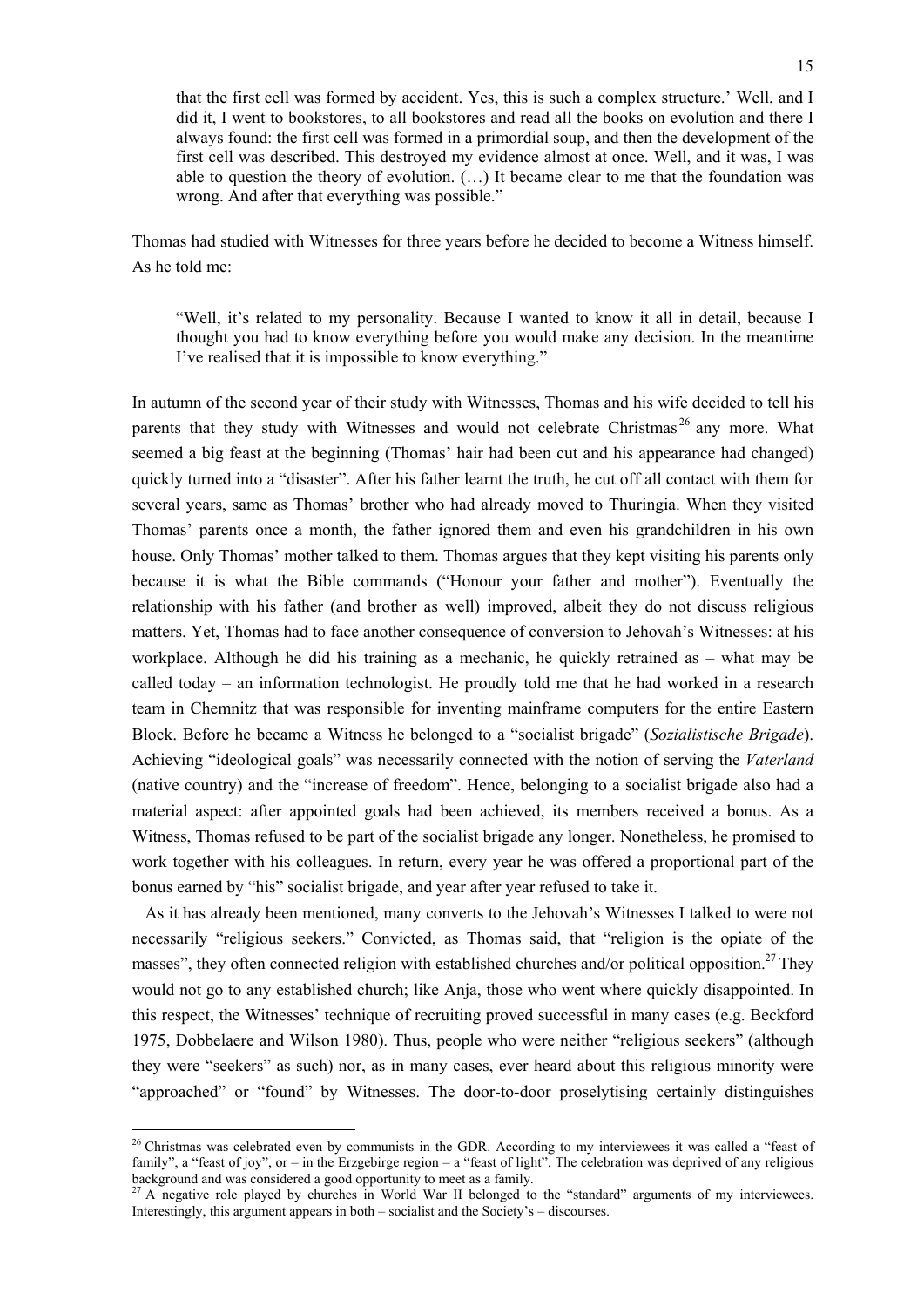> that the first cell was formed by accident. Yes, this is such a complex structure.' Well, and I did it, I went to bookstores, to all bookstores and read all the books on evolution and there I always found: the first cell was formed in a primordial soup, and then the development of the first cell was described. This destroyed my evidence almost at once. Well, and it was, I was able to question the theory of evolution. (…) It became clear to me that the foundation was wrong. And after that everything was possible."

Thomas had studied with Witnesses for three years before he decided to become a Witness himself. As he told me:

> "Well, it's related to my personality. Because I wanted to know it all in detail, because I thought you had to know everything before you would make any decision. In the meantime I've realised that it is impossible to know everything."

In autumn of the second year of their study with Witnesses, Thomas and his wife decided to tell his parents that they study with Witnesses and would not celebrate Christmas[26] any more. What seemed a big feast at the beginning (Thomas' hair had been cut and his appearance had changed) quickly turned into a "disaster". After his father learnt the truth, he cut off all contact with them for several years, same as Thomas' brother who had already moved to Thuringia. When they visited Thomas' parents once a month, the father ignored them and even his grandchildren in his own house. Only Thomas' mother talked to them. Thomas argues that they kept visiting his parents only because it is what the Bible commands ("Honour your father and mother"). Eventually the relationship with his father (and brother as well) improved, albeit they do not discuss religious matters. Yet, Thomas had to face another consequence of conversion to Jehovah's Witnesses: at his workplace. Although he did his training as a mechanic, he quickly retrained as – what may be called today – an information technologist. He proudly told me that he had worked in a research team in Chemnitz that was responsible for inventing mainframe computers for the entire Eastern Block. Before he became a Witness he belonged to a "socialist brigade" (*Sozialistische Brigade*). Achieving "ideological goals" was necessarily connected with the notion of serving the *Vaterland* (native country) and the "increase of freedom". Hence, belonging to a socialist brigade also had a material aspect: after appointed goals had been achieved, its members received a bonus. As a Witness, Thomas refused to be part of the socialist brigade any longer. Nonetheless, he promised to work together with his colleagues. In return, every year he was offered a proportional part of the bonus earned by "his" socialist brigade, and year after year refused to take it.

As it has already been mentioned, many converts to the Jehovah's Witnesses I talked to were not necessarily "religious seekers." Convicted, as Thomas said, that "religion is the opiate of the masses", they often connected religion with established churches and/or political opposition.[27] They would not go to any established church; like Anja, those who went where quickly disappointed. In this respect, the Witnesses' technique of recruiting proved successful in many cases (e.g. Beckford 1975, Dobbelaere and Wilson 1980). Thus, people who were neither "religious seekers" (although they were "seekers" as such) nor, as in many cases, ever heard about this religious minority were "approached" or "found" by Witnesses. The door-to-door proselytising certainly distinguishes

---

[26] Christmas was celebrated even by communists in the GDR. According to my interviewees it was called a "feast of family", a "feast of joy", or – in the Erzgebirge region – a "feast of light". The celebration was deprived of any religious background and was considered a good opportunity to meet as a family.

[27] A negative role played by churches in World War II belonged to the "standard" arguments of my interviewees. Interestingly, this argument appears in both – socialist and the Society's – discourses.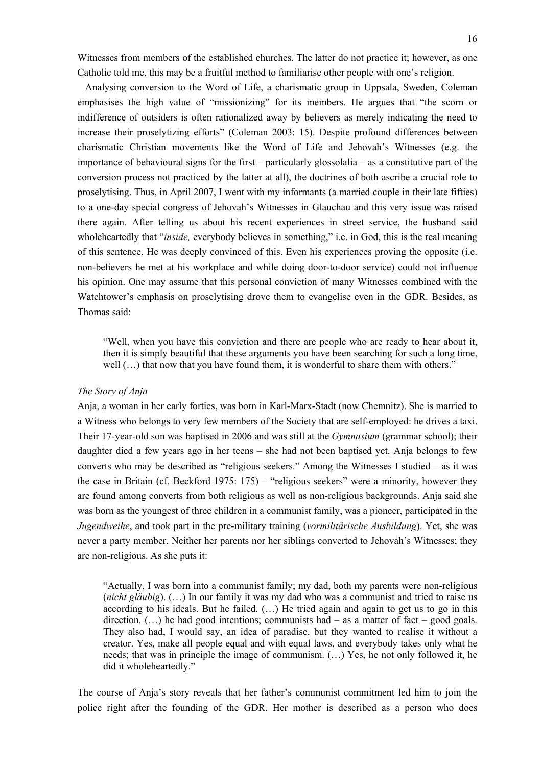Witnesses from members of the established churches. The latter do not practice it; however, as one Catholic told me, this may be a fruitful method to familiarise other people with one's religion.

Analysing conversion to the Word of Life, a charismatic group in Uppsala, Sweden, Coleman emphasises the high value of "missionizing" for its members. He argues that "the scorn or indifference of outsiders is often rationalized away by believers as merely indicating the need to increase their proselytizing efforts" (Coleman 2003: 15). Despite profound differences between charismatic Christian movements like the Word of Life and Jehovah's Witnesses (e.g. the importance of behavioural signs for the first – particularly glossolalia – as a constitutive part of the conversion process not practiced by the latter at all), the doctrines of both ascribe a crucial role to proselytising. Thus, in April 2007, I went with my informants (a married couple in their late fifties) to a one-day special congress of Jehovah's Witnesses in Glauchau and this very issue was raised there again. After telling us about his recent experiences in street service, the husband said wholeheartedly that "*inside,* everybody believes in something," i.e. in God, this is the real meaning of this sentence. He was deeply convinced of this. Even his experiences proving the opposite (i.e. non-believers he met at his workplace and while doing door-to-door service) could not influence his opinion. One may assume that this personal conviction of many Witnesses combined with the Watchtower's emphasis on proselytising drove them to evangelise even in the GDR. Besides, as Thomas said:

> "Well, when you have this conviction and there are people who are ready to hear about it, then it is simply beautiful that these arguments you have been searching for such a long time, well (…) that now that you have found them, it is wonderful to share them with others."

*The Story of Anja*

Anja, a woman in her early forties, was born in Karl-Marx-Stadt (now Chemnitz). She is married to a Witness who belongs to very few members of the Society that are self-employed: he drives a taxi. Their 17-year-old son was baptised in 2006 and was still at the *Gymnasium* (grammar school); their daughter died a few years ago in her teens – she had not been baptised yet. Anja belongs to few converts who may be described as "religious seekers." Among the Witnesses I studied – as it was the case in Britain (cf. Beckford 1975: 175) – "religious seekers" were a minority, however they are found among converts from both religious as well as non-religious backgrounds. Anja said she was born as the youngest of three children in a communist family, was a pioneer, participated in the *Jugendweihe*, and took part in the pre-military training (*vormilitärische Ausbildung*). Yet, she was never a party member. Neither her parents nor her siblings converted to Jehovah's Witnesses; they are non-religious. As she puts it:

> "Actually, I was born into a communist family; my dad, both my parents were non-religious (*nicht gläubig*). (…) In our family it was my dad who was a communist and tried to raise us according to his ideals. But he failed. (…) He tried again and again to get us to go in this direction. (…) he had good intentions; communists had – as a matter of fact – good goals. They also had, I would say, an idea of paradise, but they wanted to realise it without a creator. Yes, make all people equal and with equal laws, and everybody takes only what he needs; that was in principle the image of communism. (…) Yes, he not only followed it, he did it wholeheartedly."

The course of Anja's story reveals that her father's communist commitment led him to join the police right after the founding of the GDR. Her mother is described as a person who does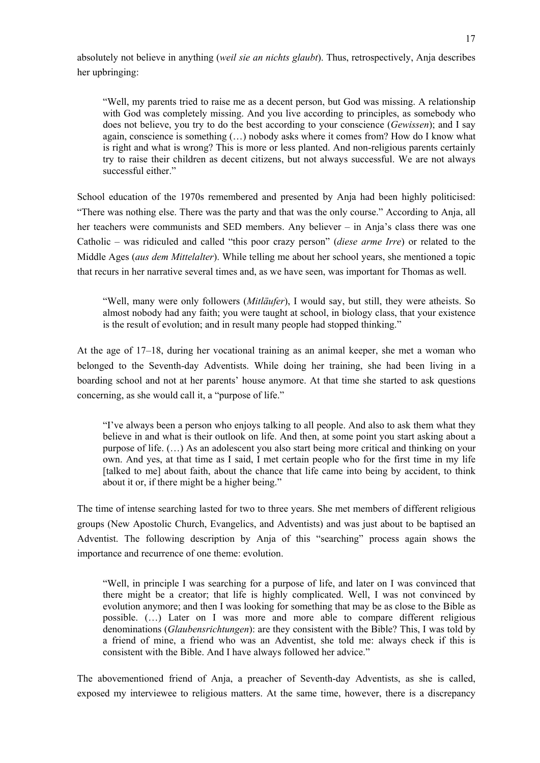absolutely not believe in anything (*weil sie an nichts glaubt*). Thus, retrospectively, Anja describes her upbringing:

> "Well, my parents tried to raise me as a decent person, but God was missing. A relationship with God was completely missing. And you live according to principles, as somebody who does not believe, you try to do the best according to your conscience (*Gewissen*); and I say again, conscience is something (…) nobody asks where it comes from? How do I know what is right and what is wrong? This is more or less planted. And non-religious parents certainly try to raise their children as decent citizens, but not always successful. We are not always successful either."

School education of the 1970s remembered and presented by Anja had been highly politicised: "There was nothing else. There was the party and that was the only course." According to Anja, all her teachers were communists and SED members. Any believer – in Anja's class there was one Catholic – was ridiculed and called "this poor crazy person" (*diese arme Irre*) or related to the Middle Ages (*aus dem Mittelalter*). While telling me about her school years, she mentioned a topic that recurs in her narrative several times and, as we have seen, was important for Thomas as well.

> "Well, many were only followers (*Mitläufer*), I would say, but still, they were atheists. So almost nobody had any faith; you were taught at school, in biology class, that your existence is the result of evolution; and in result many people had stopped thinking."

At the age of 17–18, during her vocational training as an animal keeper, she met a woman who belonged to the Seventh-day Adventists. While doing her training, she had been living in a boarding school and not at her parents' house anymore. At that time she started to ask questions concerning, as she would call it, a "purpose of life."

> "I've always been a person who enjoys talking to all people. And also to ask them what they believe in and what is their outlook on life. And then, at some point you start asking about a purpose of life. (…) As an adolescent you also start being more critical and thinking on your own. And yes, at that time as I said, I met certain people who for the first time in my life [talked to me] about faith, about the chance that life came into being by accident, to think about it or, if there might be a higher being."

The time of intense searching lasted for two to three years. She met members of different religious groups (New Apostolic Church, Evangelics, and Adventists) and was just about to be baptised an Adventist. The following description by Anja of this "searching" process again shows the importance and recurrence of one theme: evolution.

> "Well, in principle I was searching for a purpose of life, and later on I was convinced that there might be a creator; that life is highly complicated. Well, I was not convinced by evolution anymore; and then I was looking for something that may be as close to the Bible as possible. (…) Later on I was more and more able to compare different religious denominations (*Glaubensrichtungen*): are they consistent with the Bible? This, I was told by a friend of mine, a friend who was an Adventist, she told me: always check if this is consistent with the Bible. And I have always followed her advice."

The abovementioned friend of Anja, a preacher of Seventh-day Adventists, as she is called, exposed my interviewee to religious matters. At the same time, however, there is a discrepancy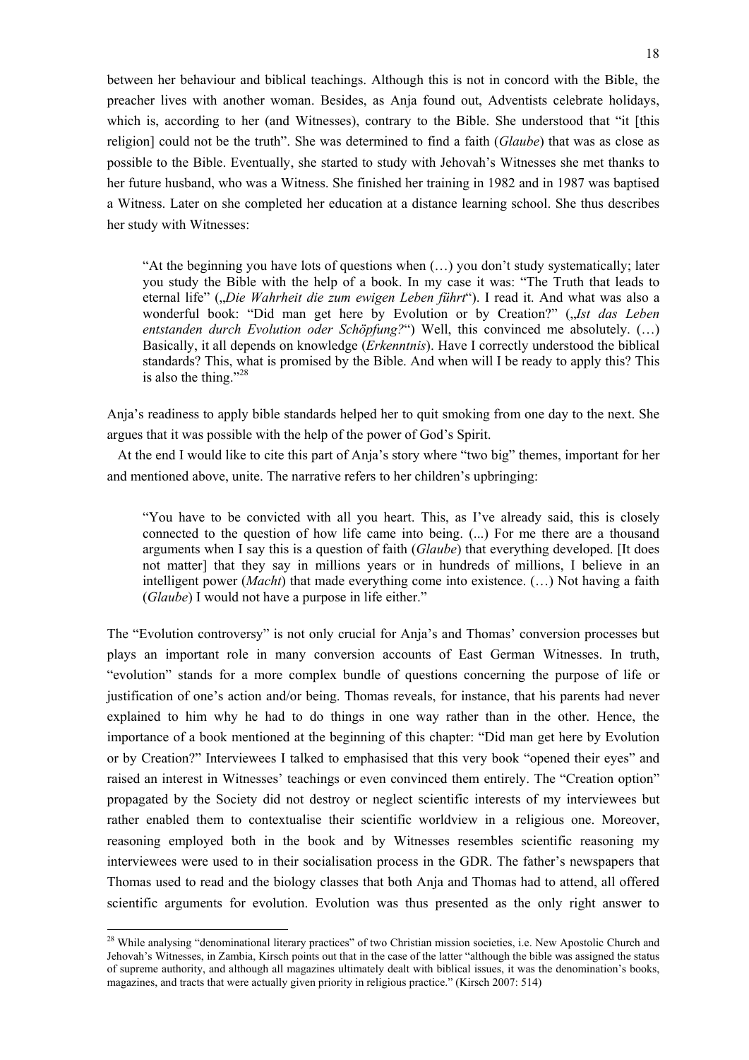between her behaviour and biblical teachings. Although this is not in concord with the Bible, the preacher lives with another woman. Besides, as Anja found out, Adventists celebrate holidays, which is, according to her (and Witnesses), contrary to the Bible. She understood that "it [this religion] could not be the truth". She was determined to find a faith (*Glaube*) that was as close as possible to the Bible. Eventually, she started to study with Jehovah's Witnesses she met thanks to her future husband, who was a Witness. She finished her training in 1982 and in 1987 was baptised a Witness. Later on she completed her education at a distance learning school. She thus describes her study with Witnesses:

> "At the beginning you have lots of questions when (…) you don't study systematically; later you study the Bible with the help of a book. In my case it was: "The Truth that leads to eternal life" („*Die Wahrheit die zum ewigen Leben führt*"). I read it. And what was also a wonderful book: "Did man get here by Evolution or by Creation?" („*Ist das Leben entstanden durch Evolution oder Schöpfung?*") Well, this convinced me absolutely. (…) Basically, it all depends on knowledge (*Erkenntnis*). Have I correctly understood the biblical standards? This, what is promised by the Bible. And when will I be ready to apply this? This is also the thing."[28]

Anja's readiness to apply bible standards helped her to quit smoking from one day to the next. She argues that it was possible with the help of the power of God's Spirit.

At the end I would like to cite this part of Anja's story where "two big" themes, important for her and mentioned above, unite. The narrative refers to her children's upbringing:

> "You have to be convicted with all you heart. This, as I've already said, this is closely connected to the question of how life came into being. (...) For me there are a thousand arguments when I say this is a question of faith (*Glaube*) that everything developed. [It does not matter] that they say in millions years or in hundreds of millions, I believe in an intelligent power (*Macht*) that made everything come into existence. (…) Not having a faith (*Glaube*) I would not have a purpose in life either."

The "Evolution controversy" is not only crucial for Anja's and Thomas' conversion processes but plays an important role in many conversion accounts of East German Witnesses. In truth, "evolution" stands for a more complex bundle of questions concerning the purpose of life or justification of one's action and/or being. Thomas reveals, for instance, that his parents had never explained to him why he had to do things in one way rather than in the other. Hence, the importance of a book mentioned at the beginning of this chapter: "Did man get here by Evolution or by Creation?" Interviewees I talked to emphasised that this very book "opened their eyes" and raised an interest in Witnesses' teachings or even convinced them entirely. The "Creation option" propagated by the Society did not destroy or neglect scientific interests of my interviewees but rather enabled them to contextualise their scientific worldview in a religious one. Moreover, reasoning employed both in the book and by Witnesses resembles scientific reasoning my interviewees were used to in their socialisation process in the GDR. The father's newspapers that Thomas used to read and the biology classes that both Anja and Thomas had to attend, all offered scientific arguments for evolution. Evolution was thus presented as the only right answer to

---

[28] While analysing "denominational literary practices" of two Christian mission societies, i.e. New Apostolic Church and Jehovah's Witnesses, in Zambia, Kirsch points out that in the case of the latter "although the bible was assigned the status of supreme authority, and although all magazines ultimately dealt with biblical issues, it was the denomination's books, magazines, and tracts that were actually given priority in religious practice." (Kirsch 2007: 514)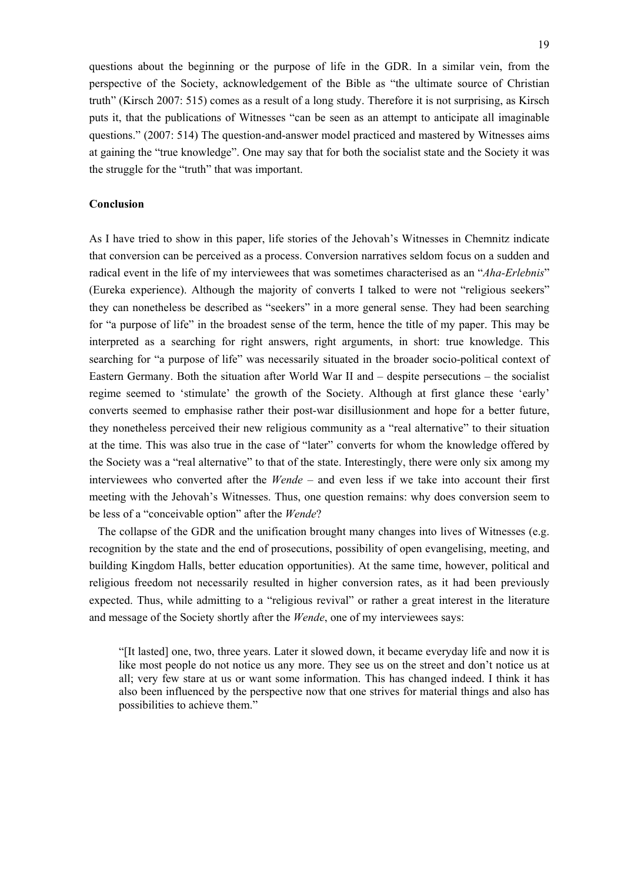questions about the beginning or the purpose of life in the GDR. In a similar vein, from the perspective of the Society, acknowledgement of the Bible as "the ultimate source of Christian truth" (Kirsch 2007: 515) comes as a result of a long study. Therefore it is not surprising, as Kirsch puts it, that the publications of Witnesses "can be seen as an attempt to anticipate all imaginable questions." (2007: 514) The question-and-answer model practiced and mastered by Witnesses aims at gaining the "true knowledge". One may say that for both the socialist state and the Society it was the struggle for the "truth" that was important.

**Conclusion**

As I have tried to show in this paper, life stories of the Jehovah's Witnesses in Chemnitz indicate that conversion can be perceived as a process. Conversion narratives seldom focus on a sudden and radical event in the life of my interviewees that was sometimes characterised as an "*Aha-Erlebnis*" (Eureka experience). Although the majority of converts I talked to were not "religious seekers" they can nonetheless be described as "seekers" in a more general sense. They had been searching for "a purpose of life" in the broadest sense of the term, hence the title of my paper. This may be interpreted as a searching for right answers, right arguments, in short: true knowledge. This searching for "a purpose of life" was necessarily situated in the broader socio-political context of Eastern Germany. Both the situation after World War II and – despite persecutions – the socialist regime seemed to 'stimulate' the growth of the Society. Although at first glance these 'early' converts seemed to emphasise rather their post-war disillusionment and hope for a better future, they nonetheless perceived their new religious community as a "real alternative" to their situation at the time. This was also true in the case of "later" converts for whom the knowledge offered by the Society was a "real alternative" to that of the state. Interestingly, there were only six among my interviewees who converted after the *Wende* – and even less if we take into account their first meeting with the Jehovah's Witnesses. Thus, one question remains: why does conversion seem to be less of a "conceivable option" after the *Wende*?

The collapse of the GDR and the unification brought many changes into lives of Witnesses (e.g. recognition by the state and the end of prosecutions, possibility of open evangelising, meeting, and building Kingdom Halls, better education opportunities). At the same time, however, political and religious freedom not necessarily resulted in higher conversion rates, as it had been previously expected. Thus, while admitting to a "religious revival" or rather a great interest in the literature and message of the Society shortly after the *Wende*, one of my interviewees says:

> "[It lasted] one, two, three years. Later it slowed down, it became everyday life and now it is like most people do not notice us any more. They see us on the street and don't notice us at all; very few stare at us or want some information. This has changed indeed. I think it has also been influenced by the perspective now that one strives for material things and also has possibilities to achieve them."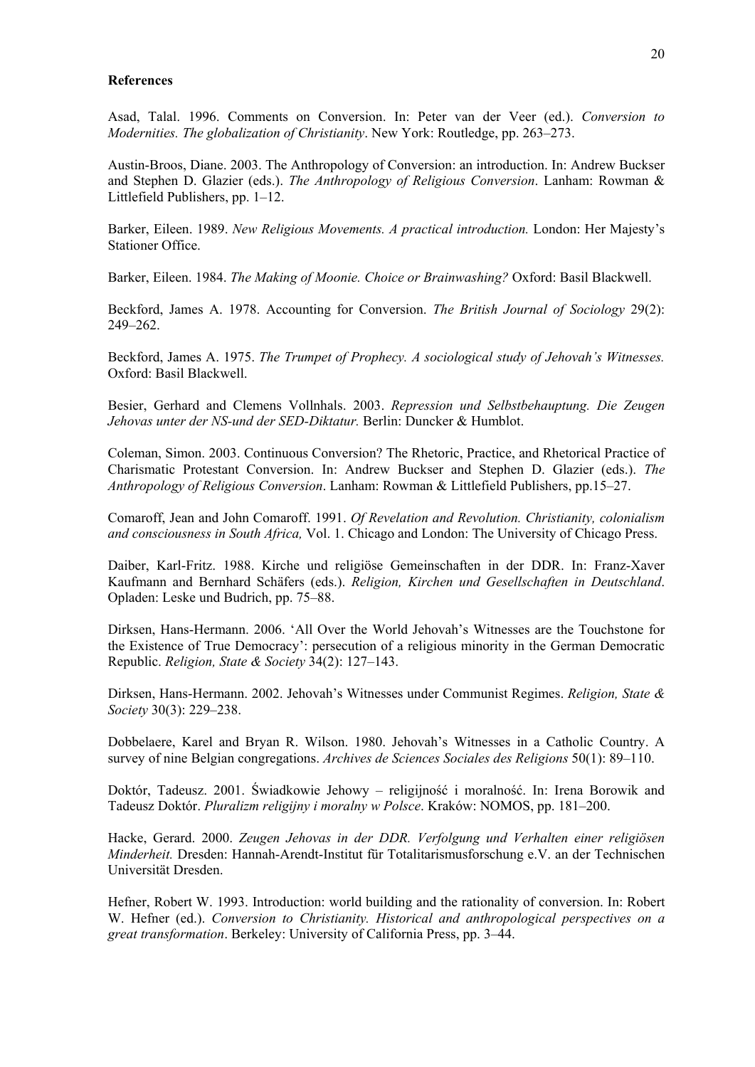**References**

Asad, Talal. 1996. Comments on Conversion. In: Peter van der Veer (ed.). *Conversion to Modernities. The globalization of Christianity*. New York: Routledge, pp. 263–273.

Austin-Broos, Diane. 2003. The Anthropology of Conversion: an introduction. In: Andrew Buckser and Stephen D. Glazier (eds.). *The Anthropology of Religious Conversion*. Lanham: Rowman & Littlefield Publishers, pp. 1–12.

Barker, Eileen. 1989. *New Religious Movements. A practical introduction.* London: Her Majesty's Stationer Office.

Barker, Eileen. 1984. *The Making of Moonie. Choice or Brainwashing?* Oxford: Basil Blackwell.

Beckford, James A. 1978. Accounting for Conversion. *The British Journal of Sociology* 29(2): 249–262.

Beckford, James A. 1975. *The Trumpet of Prophecy. A sociological study of Jehovah's Witnesses.* Oxford: Basil Blackwell.

Besier, Gerhard and Clemens Vollnhals. 2003. *Repression und Selbstbehauptung. Die Zeugen Jehovas unter der NS-und der SED-Diktatur.* Berlin: Duncker & Humblot.

Coleman, Simon. 2003. Continuous Conversion? The Rhetoric, Practice, and Rhetorical Practice of Charismatic Protestant Conversion. In: Andrew Buckser and Stephen D. Glazier (eds.). *The Anthropology of Religious Conversion*. Lanham: Rowman & Littlefield Publishers, pp.15–27.

Comaroff, Jean and John Comaroff. 1991. *Of Revelation and Revolution. Christianity, colonialism and consciousness in South Africa,* Vol. 1. Chicago and London: The University of Chicago Press.

Daiber, Karl-Fritz. 1988. Kirche und religiöse Gemeinschaften in der DDR. In: Franz-Xaver Kaufmann and Bernhard Schäfers (eds.). *Religion, Kirchen und Gesellschaften in Deutschland*. Opladen: Leske und Budrich, pp. 75–88.

Dirksen, Hans-Hermann. 2006. 'All Over the World Jehovah's Witnesses are the Touchstone for the Existence of True Democracy': persecution of a religious minority in the German Democratic Republic. *Religion, State & Society* 34(2): 127–143.

Dirksen, Hans-Hermann. 2002. Jehovah's Witnesses under Communist Regimes. *Religion, State & Society* 30(3): 229–238.

Dobbelaere, Karel and Bryan R. Wilson. 1980. Jehovah's Witnesses in a Catholic Country. A survey of nine Belgian congregations. *Archives de Sciences Sociales des Religions* 50(1): 89–110.

Doktór, Tadeusz. 2001. Świadkowie Jehowy – religijność i moralność. In: Irena Borowik and Tadeusz Doktór. *Pluralizm religijny i moralny w Polsce*. Kraków: NOMOS, pp. 181–200.

Hacke, Gerard. 2000. *Zeugen Jehovas in der DDR. Verfolgung und Verhalten einer religiösen Minderheit.* Dresden: Hannah-Arendt-Institut für Totalitarismusforschung e.V. an der Technischen Universität Dresden.

Hefner, Robert W. 1993. Introduction: world building and the rationality of conversion. In: Robert W. Hefner (ed.). *Conversion to Christianity. Historical and anthropological perspectives on a great transformation*. Berkeley: University of California Press, pp. 3–44.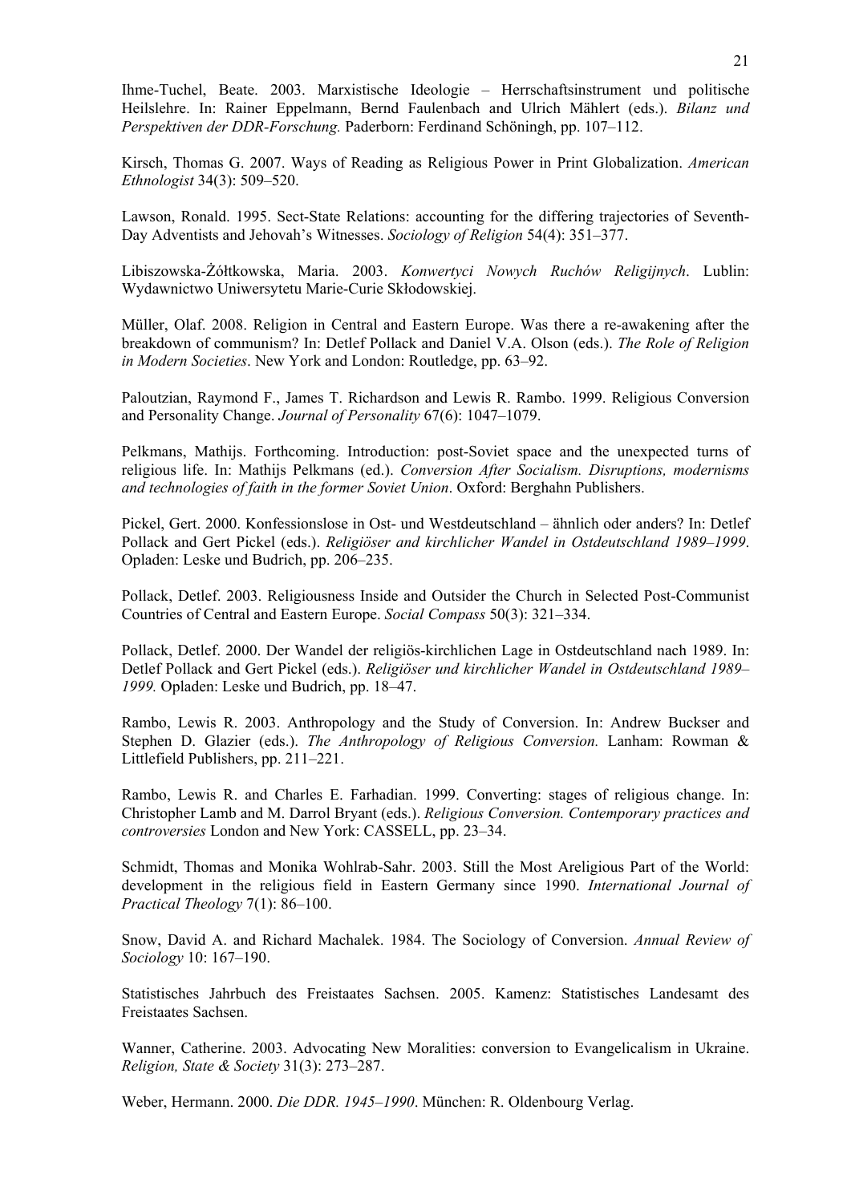Ihme-Tuchel, Beate. 2003. Marxistische Ideologie – Herrschaftsinstrument und politische Heilslehre. In: Rainer Eppelmann, Bernd Faulenbach and Ulrich Mählert (eds.). *Bilanz und Perspektiven der DDR-Forschung.* Paderborn: Ferdinand Schöningh, pp. 107–112.

Kirsch, Thomas G. 2007. Ways of Reading as Religious Power in Print Globalization. *American Ethnologist* 34(3): 509–520.

Lawson, Ronald. 1995. Sect-State Relations: accounting for the differing trajectories of Seventh-Day Adventists and Jehovah's Witnesses. *Sociology of Religion* 54(4): 351–377.

Libiszowska-Żółtkowska, Maria. 2003. *Konwertyci Nowych Ruchów Religijnych*. Lublin: Wydawnictwo Uniwersytetu Marie-Curie Skłodowskiej.

Müller, Olaf. 2008. Religion in Central and Eastern Europe. Was there a re-awakening after the breakdown of communism? In: Detlef Pollack and Daniel V.A. Olson (eds.). *The Role of Religion in Modern Societies*. New York and London: Routledge, pp. 63–92.

Paloutzian, Raymond F., James T. Richardson and Lewis R. Rambo. 1999. Religious Conversion and Personality Change. *Journal of Personality* 67(6): 1047–1079.

Pelkmans, Mathijs. Forthcoming. Introduction: post-Soviet space and the unexpected turns of religious life. In: Mathijs Pelkmans (ed.). *Conversion After Socialism. Disruptions, modernisms and technologies of faith in the former Soviet Union*. Oxford: Berghahn Publishers.

Pickel, Gert. 2000. Konfessionslose in Ost- und Westdeutschland – ähnlich oder anders? In: Detlef Pollack and Gert Pickel (eds.). *Religiöser and kirchlicher Wandel in Ostdeutschland 1989–1999*. Opladen: Leske und Budrich, pp. 206–235.

Pollack, Detlef. 2003. Religiousness Inside and Outsider the Church in Selected Post-Communist Countries of Central and Eastern Europe. *Social Compass* 50(3): 321–334.

Pollack, Detlef. 2000. Der Wandel der religiös-kirchlichen Lage in Ostdeutschland nach 1989. In: Detlef Pollack and Gert Pickel (eds.). *Religiöser und kirchlicher Wandel in Ostdeutschland 1989–1999.* Opladen: Leske und Budrich, pp. 18–47.

Rambo, Lewis R. 2003. Anthropology and the Study of Conversion. In: Andrew Buckser and Stephen D. Glazier (eds.). *The Anthropology of Religious Conversion.* Lanham: Rowman & Littlefield Publishers, pp. 211–221.

Rambo, Lewis R. and Charles E. Farhadian. 1999. Converting: stages of religious change. In: Christopher Lamb and M. Darrol Bryant (eds.). *Religious Conversion. Contemporary practices and controversies* London and New York: CASSELL, pp. 23–34.

Schmidt, Thomas and Monika Wohlrab-Sahr. 2003. Still the Most Areligious Part of the World: development in the religious field in Eastern Germany since 1990. *International Journal of Practical Theology* 7(1): 86–100.

Snow, David A. and Richard Machalek. 1984. The Sociology of Conversion. *Annual Review of Sociology* 10: 167–190.

Statistisches Jahrbuch des Freistaates Sachsen. 2005. Kamenz: Statistisches Landesamt des Freistaates Sachsen.

Wanner, Catherine. 2003. Advocating New Moralities: conversion to Evangelicalism in Ukraine. *Religion, State & Society* 31(3): 273–287.

Weber, Hermann. 2000. *Die DDR. 1945–1990*. München: R. Oldenbourg Verlag.